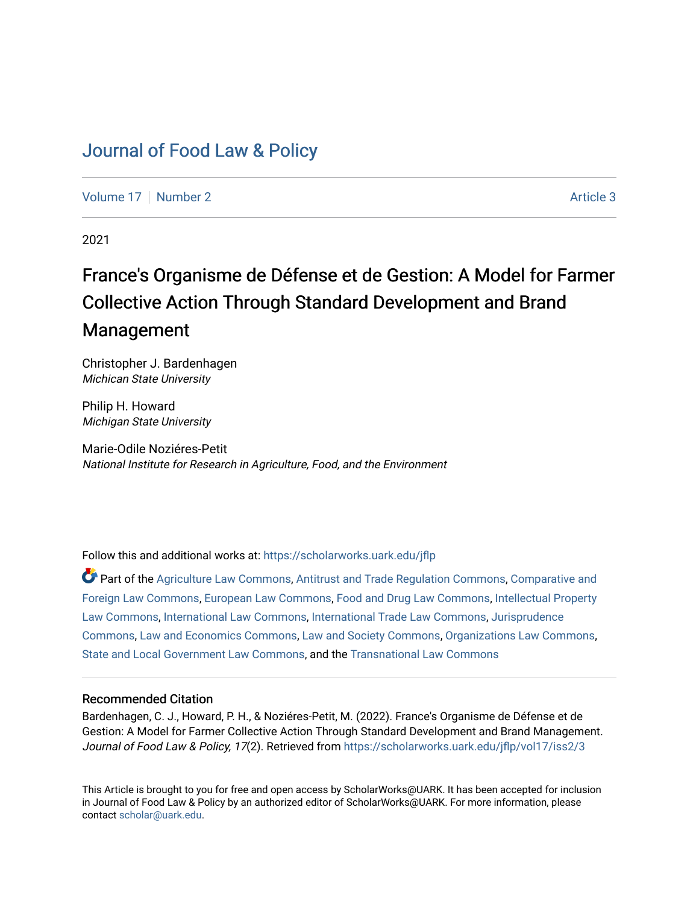# Journal of Food Law & Policy

Volume 17 | Number 2 | Article 3

2021

## France's Organisme de Défense et de Gestion: A Model for Farmer Collective Action Through Standard Development and Brand Management

Christopher J. Bardenhagen
*Michican State University*

Philip H. Howard
*Michigan State University*

Marie-Odile Noziéres-Petit
*National Institute for Research in Agriculture, Food, and the Environment*

Follow this and additional works at: https://scholarworks.uark.edu/jflp

Part of the Agriculture Law Commons, Antitrust and Trade Regulation Commons, Comparative and Foreign Law Commons, European Law Commons, Food and Drug Law Commons, Intellectual Property Law Commons, International Law Commons, International Trade Law Commons, Jurisprudence Commons, Law and Economics Commons, Law and Society Commons, Organizations Law Commons, State and Local Government Law Commons, and the Transnational Law Commons

### Recommended Citation

Bardenhagen, C. J., Howard, P. H., & Noziéres-Petit, M. (2022). France's Organisme de Défense et de Gestion: A Model for Farmer Collective Action Through Standard Development and Brand Management. *Journal of Food Law & Policy, 17*(2). Retrieved from https://scholarworks.uark.edu/jflp/vol17/iss2/3

This Article is brought to you for free and open access by ScholarWorks@UARK. It has been accepted for inclusion in Journal of Food Law & Policy by an authorized editor of ScholarWorks@UARK. For more information, please contact scholar@uark.edu.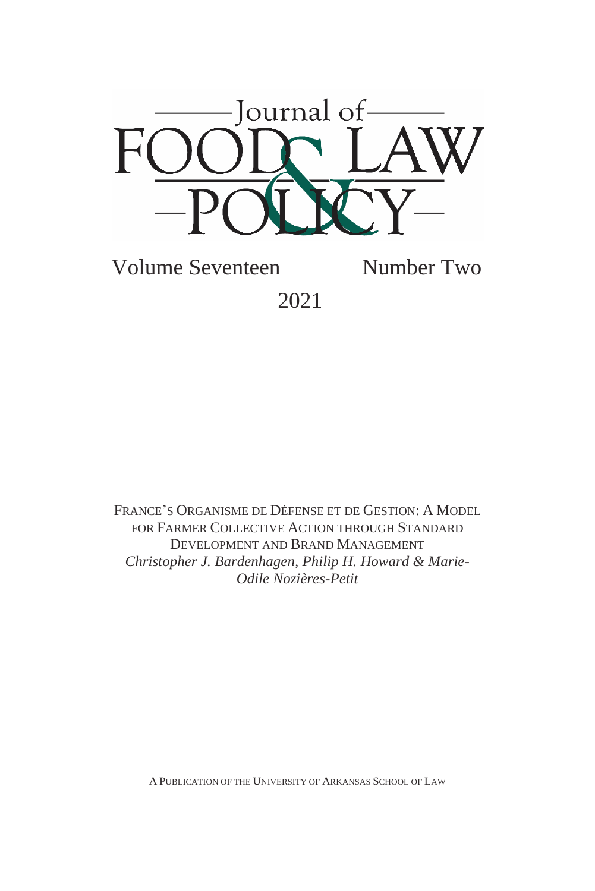# Journal of FOOD & LAW POLICY

Volume Seventeen

Number Two

2021

FRANCE'S ORGANISME DE DÉFENSE ET DE GESTION: A MODEL FOR FARMER COLLECTIVE ACTION THROUGH STANDARD DEVELOPMENT AND BRAND MANAGEMENT

*Christopher J. Bardenhagen, Philip H. Howard & Marie-Odile Nozières-Petit*

A PUBLICATION OF THE UNIVERSITY OF ARKANSAS SCHOOL OF LAW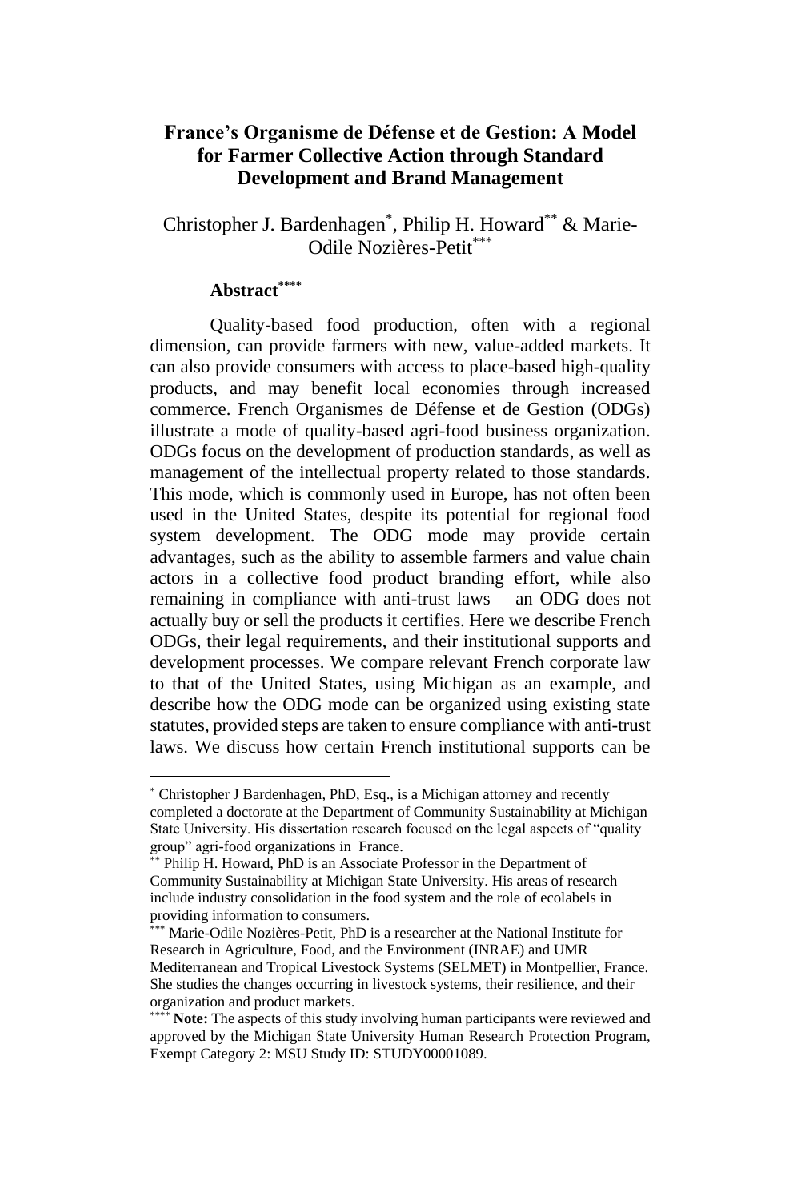# France's Organisme de Défense et de Gestion: A Model for Farmer Collective Action through Standard Development and Brand Management

Christopher J. Bardenhagen[*], Philip H. Howard[**] & Marie-Odile Nozières-Petit[***]

### Abstract[****]

Quality-based food production, often with a regional dimension, can provide farmers with new, value-added markets. It can also provide consumers with access to place-based high-quality products, and may benefit local economies through increased commerce. French Organismes de Défense et de Gestion (ODGs) illustrate a mode of quality-based agri-food business organization. ODGs focus on the development of production standards, as well as management of the intellectual property related to those standards. This mode, which is commonly used in Europe, has not often been used in the United States, despite its potential for regional food system development. The ODG mode may provide certain advantages, such as the ability to assemble farmers and value chain actors in a collective food product branding effort, while also remaining in compliance with anti-trust laws —an ODG does not actually buy or sell the products it certifies. Here we describe French ODGs, their legal requirements, and their institutional supports and development processes. We compare relevant French corporate law to that of the United States, using Michigan as an example, and describe how the ODG mode can be organized using existing state statutes, provided steps are taken to ensure compliance with anti-trust laws. We discuss how certain French institutional supports can be

---

[*] Christopher J Bardenhagen, PhD, Esq., is a Michigan attorney and recently completed a doctorate at the Department of Community Sustainability at Michigan State University. His dissertation research focused on the legal aspects of "quality group" agri-food organizations in France.

[**] Philip H. Howard, PhD is an Associate Professor in the Department of Community Sustainability at Michigan State University. His areas of research include industry consolidation in the food system and the role of ecolabels in providing information to consumers.

[***] Marie-Odile Nozières-Petit, PhD is a researcher at the National Institute for Research in Agriculture, Food, and the Environment (INRAE) and UMR Mediterranean and Tropical Livestock Systems (SELMET) in Montpellier, France. She studies the changes occurring in livestock systems, their resilience, and their organization and product markets.

[****] **Note:** The aspects of this study involving human participants were reviewed and approved by the Michigan State University Human Research Protection Program, Exempt Category 2: MSU Study ID: STUDY00001089.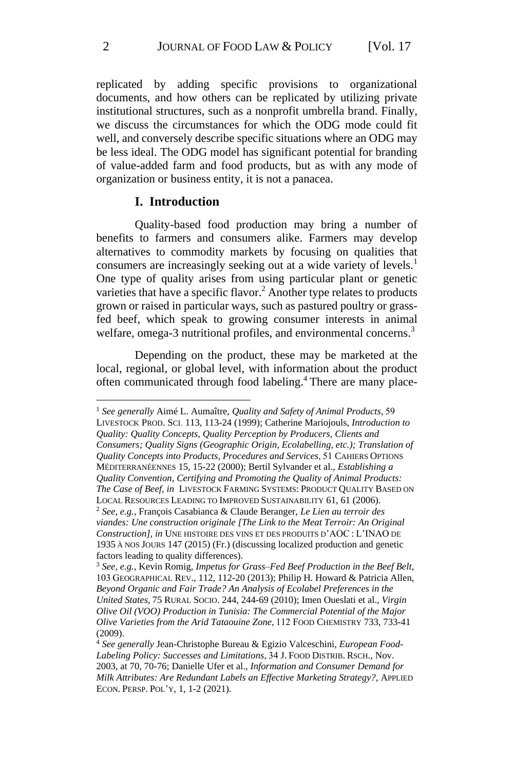replicated by adding specific provisions to organizational documents, and how others can be replicated by utilizing private institutional structures, such as a nonprofit umbrella brand. Finally, we discuss the circumstances for which the ODG mode could fit well, and conversely describe specific situations where an ODG may be less ideal. The ODG model has significant potential for branding of value-added farm and food products, but as with any mode of organization or business entity, it is not a panacea.

## I. Introduction

Quality-based food production may bring a number of benefits to farmers and consumers alike. Farmers may develop alternatives to commodity markets by focusing on qualities that consumers are increasingly seeking out at a wide variety of levels.[1] One type of quality arises from using particular plant or genetic varieties that have a specific flavor.[2] Another type relates to products grown or raised in particular ways, such as pastured poultry or grass-fed beef, which speak to growing consumer interests in animal welfare, omega-3 nutritional profiles, and environmental concerns.[3]

Depending on the product, these may be marketed at the local, regional, or global level, with information about the product often communicated through food labeling.[4] There are many place-

---

[1] *See generally* Aimé L. Aumaître, *Quality and Safety of Animal Products*, 59 LIVESTOCK PROD. SCI. 113, 113-24 (1999); Catherine Mariojouls, *Introduction to Quality: Quality Concepts, Quality Perception by Producers, Clients and Consumers; Quality Signs (Geographic Origin, Ecolabelling, etc.); Translation of Quality Concepts into Products, Procedures and Services*, 51 CAHIERS OPTIONS MÉDITERRANÉENNES 15, 15-22 (2000); Bertil Sylvander et al., *Establishing a Quality Convention, Certifying and Promoting the Quality of Animal Products: The Case of Beef, in* LIVESTOCK FARMING SYSTEMS: PRODUCT QUALITY BASED ON LOCAL RESOURCES LEADING TO IMPROVED SUSTAINABILITY 61, 61 (2006).

[2] *See, e.g.*, François Casabianca & Claude Beranger, *Le Lien au terroir des viandes: Une construction originale [The Link to the Meat Terroir: An Original Construction], in* UNE HISTOIRE DES VINS ET DES PRODUITS D'AOC : L'INAO DE 1935 À NOS JOURS 147 (2015) (Fr.) (discussing localized production and genetic factors leading to quality differences).

[3] *See, e.g.*, Kevin Romig, *Impetus for Grass–Fed Beef Production in the Beef Belt*, 103 GEOGRAPHICAL REV., 112, 112-20 (2013); Philip H. Howard & Patricia Allen, *Beyond Organic and Fair Trade? An Analysis of Ecolabel Preferences in the United States*, 75 RURAL SOCIO. 244, 244-69 (2010); Imen Oueslati et al., *Virgin Olive Oil (VOO) Production in Tunisia: The Commercial Potential of the Major Olive Varieties from the Arid Tataouine Zone*, 112 FOOD CHEMISTRY 733, 733-41 (2009).

[4] *See generally* Jean-Christophe Bureau & Egizio Valceschini, *European Food-Labeling Policy: Successes and Limitations*, 34 J. FOOD DISTRIB. RSCH., Nov. 2003, at 70, 70-76; Danielle Ufer et al., *Information and Consumer Demand for Milk Attributes: Are Redundant Labels an Effective Marketing Strategy?,* APPLIED ECON. PERSP. POL'Y, 1, 1-2 (2021).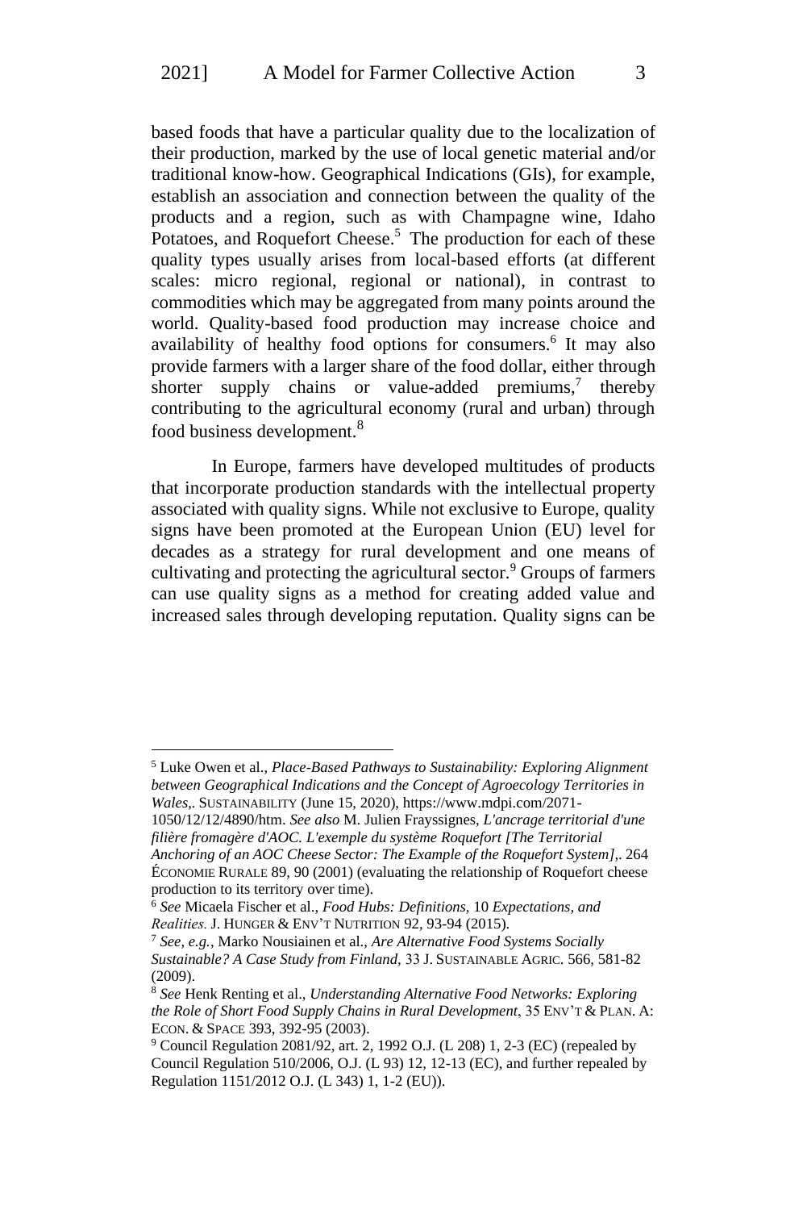based foods that have a particular quality due to the localization of their production, marked by the use of local genetic material and/or traditional know-how. Geographical Indications (GIs), for example, establish an association and connection between the quality of the products and a region, such as with Champagne wine, Idaho Potatoes, and Roquefort Cheese.[5] The production for each of these quality types usually arises from local-based efforts (at different scales: micro regional, regional or national), in contrast to commodities which may be aggregated from many points around the world. Quality-based food production may increase choice and availability of healthy food options for consumers.[6] It may also provide farmers with a larger share of the food dollar, either through shorter supply chains or value-added premiums,[7] thereby contributing to the agricultural economy (rural and urban) through food business development.[8]

In Europe, farmers have developed multitudes of products that incorporate production standards with the intellectual property associated with quality signs. While not exclusive to Europe, quality signs have been promoted at the European Union (EU) level for decades as a strategy for rural development and one means of cultivating and protecting the agricultural sector.[9] Groups of farmers can use quality signs as a method for creating added value and increased sales through developing reputation. Quality signs can be

---

[5] Luke Owen et al., *Place-Based Pathways to Sustainability: Exploring Alignment between Geographical Indications and the Concept of Agroecology Territories in Wales*,. SUSTAINABILITY (June 15, 2020), https://www.mdpi.com/2071-1050/12/12/4890/htm. *See also* M. Julien Frayssignes, *L'ancrage territorial d'une filière fromagère d'AOC. L'exemple du système Roquefort [The Territorial Anchoring of an AOC Cheese Sector: The Example of the Roquefort System]*,. 264 ÉCONOMIE RURALE 89, 90 (2001) (evaluating the relationship of Roquefort cheese production to its territory over time).

[6] *See* Micaela Fischer et al., *Food Hubs: Definitions,* 10 *Expectations, and Realities.* J. HUNGER & ENV'T NUTRITION 92, 93-94 (2015).

[7] *See, e.g.*, Marko Nousiainen et al., *Are Alternative Food Systems Socially Sustainable? A Case Study from Finland,* 33 J. SUSTAINABLE AGRIC. 566, 581-82 (2009).

[8] *See* Henk Renting et al., *Understanding Alternative Food Networks: Exploring the Role of Short Food Supply Chains in Rural Development*, 35 ENV'T & PLAN. A: ECON. & SPACE 393, 392-95 (2003).

[9] Council Regulation 2081/92, art. 2, 1992 O.J. (L 208) 1, 2-3 (EC) (repealed by Council Regulation 510/2006, O.J. (L 93) 12, 12-13 (EC), and further repealed by Regulation 1151/2012 O.J. (L 343) 1, 1-2 (EU)).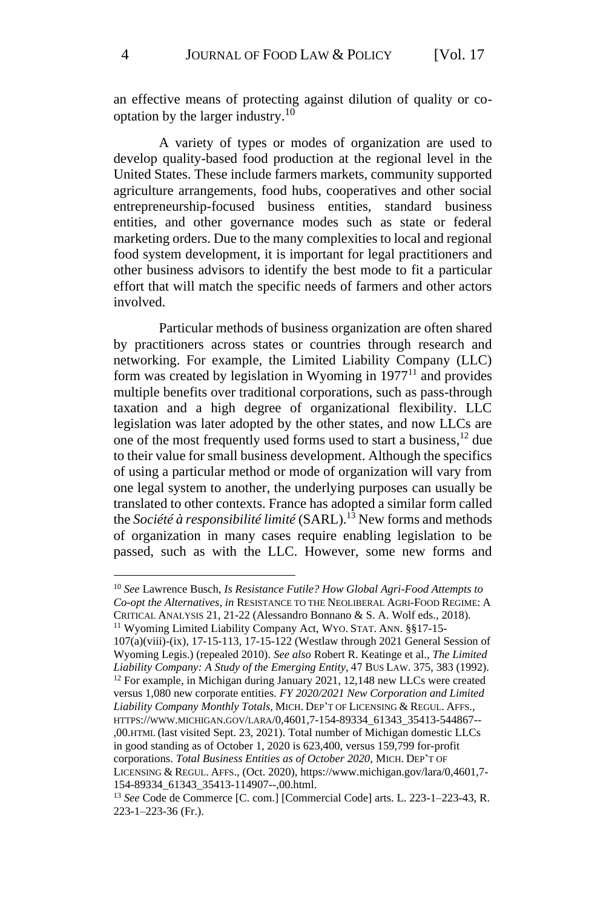an effective means of protecting against dilution of quality or co-optation by the larger industry.[10]

A variety of types or modes of organization are used to develop quality-based food production at the regional level in the United States. These include farmers markets, community supported agriculture arrangements, food hubs, cooperatives and other social entrepreneurship-focused business entities, standard business entities, and other governance modes such as state or federal marketing orders. Due to the many complexities to local and regional food system development, it is important for legal practitioners and other business advisors to identify the best mode to fit a particular effort that will match the specific needs of farmers and other actors involved.

Particular methods of business organization are often shared by practitioners across states or countries through research and networking. For example, the Limited Liability Company (LLC) form was created by legislation in Wyoming in 1977[11] and provides multiple benefits over traditional corporations, such as pass-through taxation and a high degree of organizational flexibility. LLC legislation was later adopted by the other states, and now LLCs are one of the most frequently used forms used to start a business,[12] due to their value for small business development. Although the specifics of using a particular method or mode of organization will vary from one legal system to another, the underlying purposes can usually be translated to other contexts. France has adopted a similar form called the *Société à responsibilité limité* (SARL).[13] New forms and methods of organization in many cases require enabling legislation to be passed, such as with the LLC. However, some new forms and

---

[10] *See* Lawrence Busch, *Is Resistance Futile? How Global Agri-Food Attempts to Co-opt the Alternatives*, *in* RESISTANCE TO THE NEOLIBERAL AGRI-FOOD REGIME: A CRITICAL ANALYSIS 21, 21-22 (Alessandro Bonnano & S. A. Wolf eds., 2018).

[11] Wyoming Limited Liability Company Act, WYO. STAT. ANN. §§17-15-107(a)(viii)-(ix), 17-15-113, 17-15-122 (Westlaw through 2021 General Session of Wyoming Legis.) (repealed 2010). *See also* Robert R. Keatinge et al., *The Limited Liability Company: A Study of the Emerging Entity*, 47 BUS LAW. 375, 383 (1992).

[12] For example, in Michigan during January 2021, 12,148 new LLCs were created versus 1,080 new corporate entities. *FY 2020/2021 New Corporation and Limited Liability Company Monthly Totals*, MICH. DEP'T OF LICENSING & REGUL. AFFS., HTTPS://WWW.MICHIGAN.GOV/LARA/0,4601,7-154-89334_61343_35413-544867--,00.HTML (last visited Sept. 23, 2021). Total number of Michigan domestic LLCs in good standing as of October 1, 2020 is 623,400, versus 159,799 for-profit corporations. *Total Business Entities as of October 2020*, MICH. DEP'T OF LICENSING & REGUL. AFFS., (Oct. 2020), https://www.michigan.gov/lara/0,4601,7-154-89334_61343_35413-114907--,00.html.

[13] *See* Code de Commerce [C. com.] [Commercial Code] arts. L. 223-1–223-43, R. 223-1–223-36 (Fr.).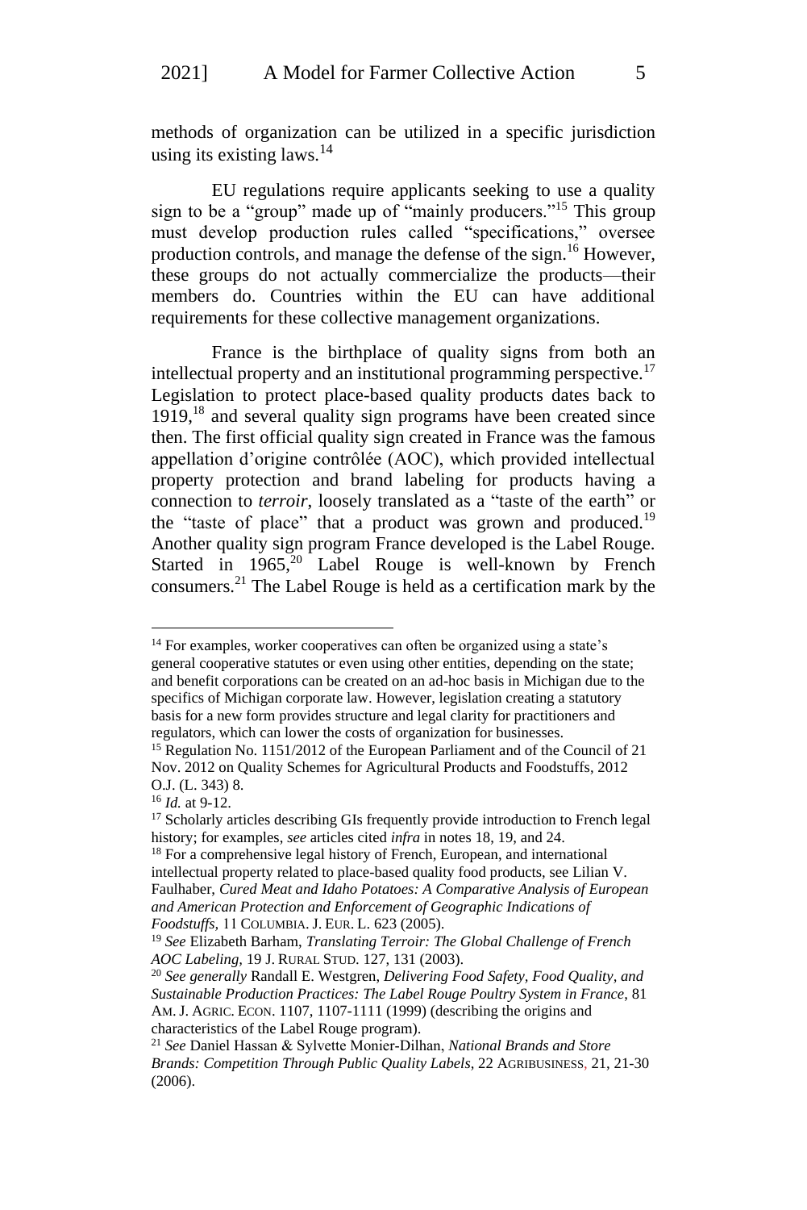methods of organization can be utilized in a specific jurisdiction using its existing laws.[14]

EU regulations require applicants seeking to use a quality sign to be a "group" made up of "mainly producers."[15] This group must develop production rules called "specifications," oversee production controls, and manage the defense of the sign.[16] However, these groups do not actually commercialize the products—their members do. Countries within the EU can have additional requirements for these collective management organizations.

France is the birthplace of quality signs from both an intellectual property and an institutional programming perspective.[17] Legislation to protect place-based quality products dates back to 1919,[18] and several quality sign programs have been created since then. The first official quality sign created in France was the famous appellation d'origine contrôlée (AOC), which provided intellectual property protection and brand labeling for products having a connection to *terroir*, loosely translated as a "taste of the earth" or the "taste of place" that a product was grown and produced.[19] Another quality sign program France developed is the Label Rouge. Started in 1965,[20] Label Rouge is well-known by French consumers.[21] The Label Rouge is held as a certification mark by the

---

[14] For examples, worker cooperatives can often be organized using a state's general cooperative statutes or even using other entities, depending on the state; and benefit corporations can be created on an ad-hoc basis in Michigan due to the specifics of Michigan corporate law. However, legislation creating a statutory basis for a new form provides structure and legal clarity for practitioners and regulators, which can lower the costs of organization for businesses.

[15] Regulation No. 1151/2012 of the European Parliament and of the Council of 21 Nov. 2012 on Quality Schemes for Agricultural Products and Foodstuffs, 2012 O.J. (L. 343) 8.

[16] *Id.* at 9-12.

[17] Scholarly articles describing GIs frequently provide introduction to French legal history; for examples, *see* articles cited *infra* in notes 18, 19, and 24.

[18] For a comprehensive legal history of French, European, and international intellectual property related to place-based quality food products, see Lilian V. Faulhaber, *Cured Meat and Idaho Potatoes: A Comparative Analysis of European and American Protection and Enforcement of Geographic Indications of Foodstuffs*, 11 COLUMBIA. J. EUR. L. 623 (2005).

[19] *See* Elizabeth Barham, *Translating Terroir: The Global Challenge of French AOC Labeling,* 19 J. RURAL STUD. 127, 131 (2003).

[20] *See generally* Randall E. Westgren, *Delivering Food Safety, Food Quality, and Sustainable Production Practices: The Label Rouge Poultry System in France*, 81 AM. J. AGRIC. ECON. 1107, 1107-1111 (1999) (describing the origins and characteristics of the Label Rouge program).

[21] *See* Daniel Hassan & Sylvette Monier-Dilhan, *National Brands and Store Brands: Competition Through Public Quality Labels*, 22 AGRIBUSINESS, 21, 21-30 (2006).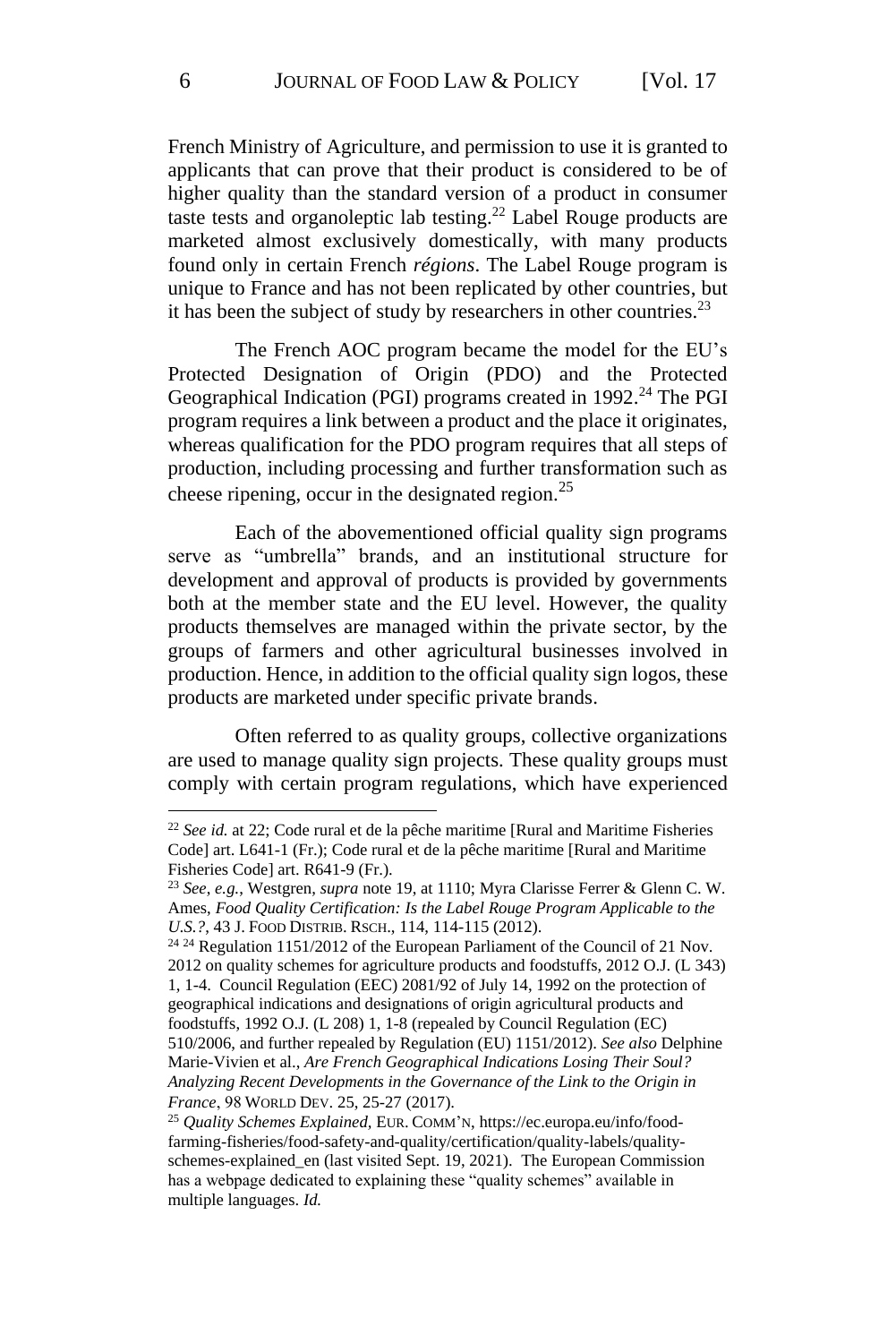French Ministry of Agriculture, and permission to use it is granted to applicants that can prove that their product is considered to be of higher quality than the standard version of a product in consumer taste tests and organoleptic lab testing.[22] Label Rouge products are marketed almost exclusively domestically, with many products found only in certain French *régions*. The Label Rouge program is unique to France and has not been replicated by other countries, but it has been the subject of study by researchers in other countries.[23]

The French AOC program became the model for the EU's Protected Designation of Origin (PDO) and the Protected Geographical Indication (PGI) programs created in 1992.[24] The PGI program requires a link between a product and the place it originates, whereas qualification for the PDO program requires that all steps of production, including processing and further transformation such as cheese ripening, occur in the designated region.[25]

Each of the abovementioned official quality sign programs serve as "umbrella" brands, and an institutional structure for development and approval of products is provided by governments both at the member state and the EU level. However, the quality products themselves are managed within the private sector, by the groups of farmers and other agricultural businesses involved in production. Hence, in addition to the official quality sign logos, these products are marketed under specific private brands.

Often referred to as quality groups, collective organizations are used to manage quality sign projects. These quality groups must comply with certain program regulations, which have experienced

---

[22] *See id.* at 22; Code rural et de la pêche maritime [Rural and Maritime Fisheries Code] art. L641-1 (Fr.); Code rural et de la pêche maritime [Rural and Maritime Fisheries Code] art. R641-9 (Fr.).

[23] *See, e.g.*, Westgren, *supra* note 19, at 1110; Myra Clarisse Ferrer & Glenn C. W. Ames, *Food Quality Certification: Is the Label Rouge Program Applicable to the U.S.?*, 43 J. FOOD DISTRIB. RSCH., 114, 114-115 (2012).

[24] [24] Regulation 1151/2012 of the European Parliament of the Council of 21 Nov. 2012 on quality schemes for agriculture products and foodstuffs, 2012 O.J. (L 343) 1, 1-4. Council Regulation (EEC) 2081/92 of July 14, 1992 on the protection of geographical indications and designations of origin agricultural products and foodstuffs, 1992 O.J. (L 208) 1, 1-8 (repealed by Council Regulation (EC) 510/2006, and further repealed by Regulation (EU) 1151/2012). *See also* Delphine Marie-Vivien et al., *Are French Geographical Indications Losing Their Soul? Analyzing Recent Developments in the Governance of the Link to the Origin in France*, 98 WORLD DEV. 25, 25-27 (2017).

[25] *Quality Schemes Explained*, EUR. COMM'N, https://ec.europa.eu/info/food-farming-fisheries/food-safety-and-quality/certification/quality-labels/quality-schemes-explained_en (last visited Sept. 19, 2021). The European Commission has a webpage dedicated to explaining these "quality schemes" available in multiple languages. *Id.*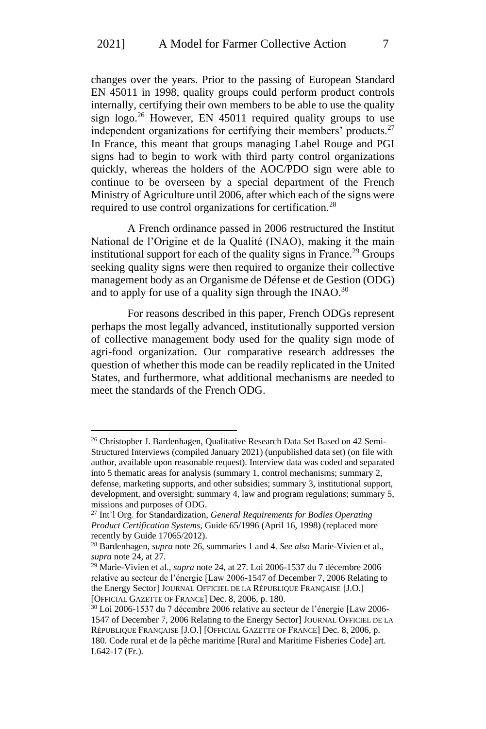changes over the years. Prior to the passing of European Standard EN 45011 in 1998, quality groups could perform product controls internally, certifying their own members to be able to use the quality sign logo.[26] However, EN 45011 required quality groups to use independent organizations for certifying their members' products.[27] In France, this meant that groups managing Label Rouge and PGI signs had to begin to work with third party control organizations quickly, whereas the holders of the AOC/PDO sign were able to continue to be overseen by a special department of the French Ministry of Agriculture until 2006, after which each of the signs were required to use control organizations for certification.[28]

A French ordinance passed in 2006 restructured the Institut National de l'Origine et de la Qualité (INAO), making it the main institutional support for each of the quality signs in France.[29] Groups seeking quality signs were then required to organize their collective management body as an Organisme de Défense et de Gestion (ODG) and to apply for use of a quality sign through the INAO.[30]

For reasons described in this paper, French ODGs represent perhaps the most legally advanced, institutionally supported version of collective management body used for the quality sign mode of agri-food organization. Our comparative research addresses the question of whether this mode can be readily replicated in the United States, and furthermore, what additional mechanisms are needed to meet the standards of the French ODG.

---

[26] Christopher J. Bardenhagen, Qualitative Research Data Set Based on 42 Semi-Structured Interviews (compiled January 2021) (unpublished data set) (on file with author, available upon reasonable request). Interview data was coded and separated into 5 thematic areas for analysis (summary 1, control mechanisms; summary 2, defense, marketing supports, and other subsidies; summary 3, institutional support, development, and oversight; summary 4, law and program regulations; summary 5, missions and purposes of ODG.

[27] Int'l Org. for Standardization, *General Requirements for Bodies Operating Product Certification Systems*, Guide 65/1996 (April 16, 1998) (replaced more recently by Guide 17065/2012).

[28] Bardenhagen, *supra* note 26, summaries 1 and 4. *See also* Marie-Vivien et al., *supra* note 24, at 27.

[29] Marie-Vivien et al., *supra* note 24, at 27. Loi 2006-1537 du 7 décembre 2006 relative au secteur de l'énergie [Law 2006-1547 of December 7, 2006 Relating to the Energy Sector] JOURNAL OFFICIEL DE LA RÉPUBLIQUE FRANÇAISE [J.O.] [OFFICIAL GAZETTE OF FRANCE] Dec. 8, 2006, p. 180.

[30] Loi 2006-1537 du 7 décembre 2006 relative au secteur de l'énergie [Law 2006-1547 of December 7, 2006 Relating to the Energy Sector] JOURNAL OFFICIEL DE LA RÉPUBLIQUE FRANÇAISE [J.O.] [OFFICIAL GAZETTE OF FRANCE] Dec. 8, 2006, p. 180. Code rural et de la pêche maritime [Rural and Maritime Fisheries Code] art. L642-17 (Fr.).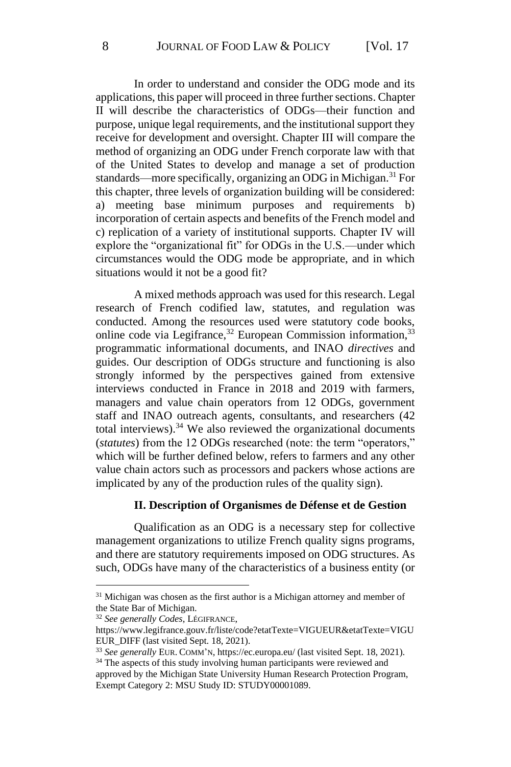In order to understand and consider the ODG mode and its applications, this paper will proceed in three further sections. Chapter II will describe the characteristics of ODGs—their function and purpose, unique legal requirements, and the institutional support they receive for development and oversight. Chapter III will compare the method of organizing an ODG under French corporate law with that of the United States to develop and manage a set of production standards—more specifically, organizing an ODG in Michigan.[31] For this chapter, three levels of organization building will be considered: a) meeting base minimum purposes and requirements b) incorporation of certain aspects and benefits of the French model and c) replication of a variety of institutional supports. Chapter IV will explore the "organizational fit" for ODGs in the U.S.—under which circumstances would the ODG mode be appropriate, and in which situations would it not be a good fit?

A mixed methods approach was used for this research. Legal research of French codified law, statutes, and regulation was conducted. Among the resources used were statutory code books, online code via Legifrance,[32] European Commission information,[33] programmatic informational documents, and INAO *directives* and guides. Our description of ODGs structure and functioning is also strongly informed by the perspectives gained from extensive interviews conducted in France in 2018 and 2019 with farmers, managers and value chain operators from 12 ODGs, government staff and INAO outreach agents, consultants, and researchers (42 total interviews).[34] We also reviewed the organizational documents (*statutes*) from the 12 ODGs researched (note: the term "operators," which will be further defined below, refers to farmers and any other value chain actors such as processors and packers whose actions are implicated by any of the production rules of the quality sign).

## II. Description of Organismes de Défense et de Gestion

Qualification as an ODG is a necessary step for collective management organizations to utilize French quality signs programs, and there are statutory requirements imposed on ODG structures. As such, ODGs have many of the characteristics of a business entity (or

---

[31] Michigan was chosen as the first author is a Michigan attorney and member of the State Bar of Michigan.

[32] *See generally Codes*, LÉGIFRANCE, https://www.legifrance.gouv.fr/liste/code?etatTexte=VIGUEUR&etatTexte=VIGUEUR_DIFF (last visited Sept. 18, 2021).

[33] *See generally* EUR. COMM'N, https://ec.europa.eu/ (last visited Sept. 18, 2021).

[34] The aspects of this study involving human participants were reviewed and approved by the Michigan State University Human Research Protection Program, Exempt Category 2: MSU Study ID: STUDY00001089.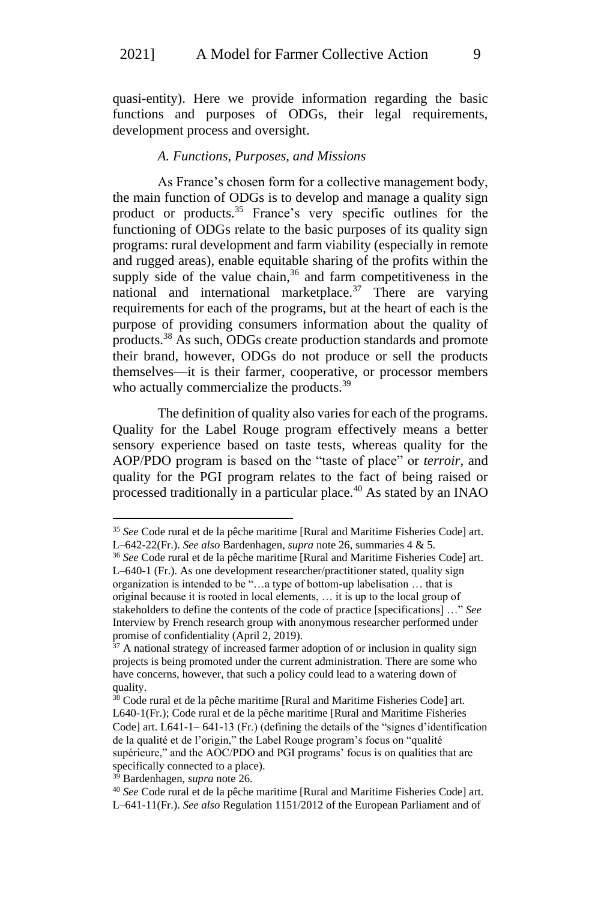quasi-entity). Here we provide information regarding the basic functions and purposes of ODGs, their legal requirements, development process and oversight.

### *A. Functions, Purposes, and Missions*

As France's chosen form for a collective management body, the main function of ODGs is to develop and manage a quality sign product or products.[35] France's very specific outlines for the functioning of ODGs relate to the basic purposes of its quality sign programs: rural development and farm viability (especially in remote and rugged areas), enable equitable sharing of the profits within the supply side of the value chain,[36] and farm competitiveness in the national and international marketplace.[37] There are varying requirements for each of the programs, but at the heart of each is the purpose of providing consumers information about the quality of products.[38] As such, ODGs create production standards and promote their brand, however, ODGs do not produce or sell the products themselves—it is their farmer, cooperative, or processor members who actually commercialize the products.[39]

The definition of quality also varies for each of the programs. Quality for the Label Rouge program effectively means a better sensory experience based on taste tests, whereas quality for the AOP/PDO program is based on the "taste of place" or *terroir*, and quality for the PGI program relates to the fact of being raised or processed traditionally in a particular place.[40] As stated by an INAO

---

[35] *See* Code rural et de la pêche maritime [Rural and Maritime Fisheries Code] art. L–642-22(Fr.). *See also* Bardenhagen, *supra* note 26, summaries 4 & 5.

[36] *See* Code rural et de la pêche maritime [Rural and Maritime Fisheries Code] art. L–640-1 (Fr.). As one development researcher/practitioner stated, quality sign organization is intended to be "…a type of bottom-up labelisation … that is original because it is rooted in local elements, … it is up to the local group of stakeholders to define the contents of the code of practice [specifications] …" *See* Interview by French research group with anonymous researcher performed under promise of confidentiality (April 2, 2019).

[37] A national strategy of increased farmer adoption of or inclusion in quality sign projects is being promoted under the current administration. There are some who have concerns, however, that such a policy could lead to a watering down of quality.

[38] Code rural et de la pêche maritime [Rural and Maritime Fisheries Code] art. L640-1(Fr.); Code rural et de la pêche maritime [Rural and Maritime Fisheries Code] art. L641-1– 641-13 (Fr.) (defining the details of the "signes d'identification de la qualité et de l'origin," the Label Rouge program's focus on "qualité supérieure," and the AOC/PDO and PGI programs' focus is on qualities that are specifically connected to a place).

[39] Bardenhagen, *supra* note 26.

[40] *See* Code rural et de la pêche maritime [Rural and Maritime Fisheries Code] art. L–641-11(Fr.). *See also* Regulation 1151/2012 of the European Parliament and of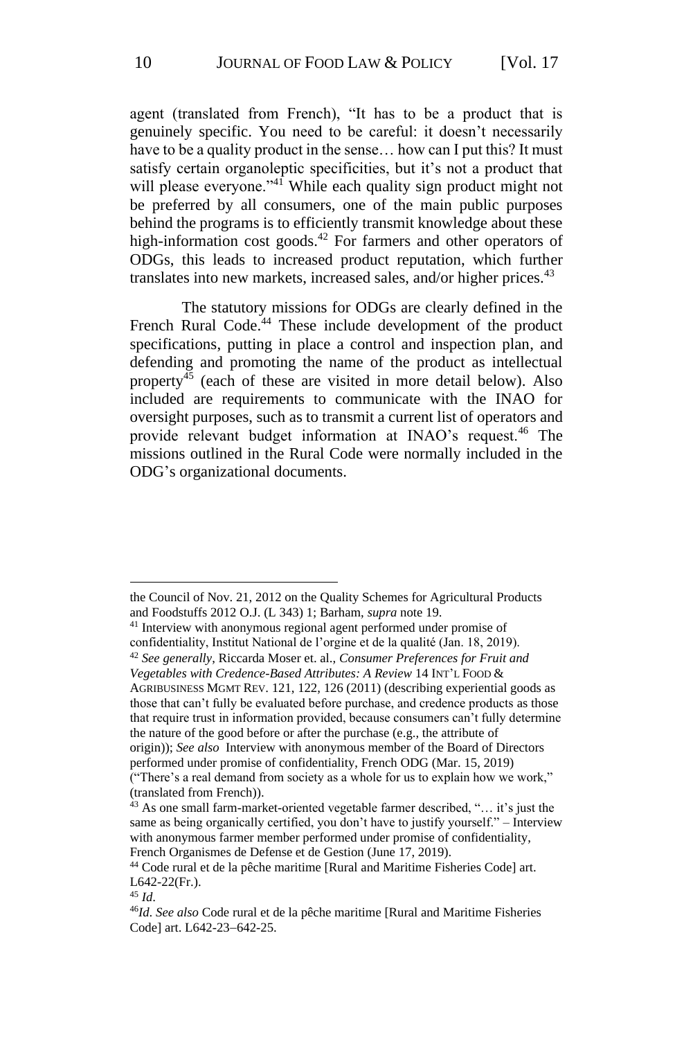agent (translated from French), "It has to be a product that is genuinely specific. You need to be careful: it doesn't necessarily have to be a quality product in the sense… how can I put this? It must satisfy certain organoleptic specificities, but it's not a product that will please everyone."[41] While each quality sign product might not be preferred by all consumers, one of the main public purposes behind the programs is to efficiently transmit knowledge about these high-information cost goods.[42] For farmers and other operators of ODGs, this leads to increased product reputation, which further translates into new markets, increased sales, and/or higher prices.[43]

The statutory missions for ODGs are clearly defined in the French Rural Code.[44] These include development of the product specifications, putting in place a control and inspection plan, and defending and promoting the name of the product as intellectual property[45] (each of these are visited in more detail below). Also included are requirements to communicate with the INAO for oversight purposes, such as to transmit a current list of operators and provide relevant budget information at INAO's request.[46] The missions outlined in the Rural Code were normally included in the ODG's organizational documents.

---

the Council of Nov. 21, 2012 on the Quality Schemes for Agricultural Products and Foodstuffs 2012 O.J. (L 343) 1; Barham, *supra* note 19.

[41] Interview with anonymous regional agent performed under promise of confidentiality, Institut National de l'orgine et de la qualité (Jan. 18, 2019).

[42] *See generally*, Riccarda Moser et. al., *Consumer Preferences for Fruit and Vegetables with Credence-Based Attributes: A Review* 14 INT'L FOOD & AGRIBUSINESS MGMT REV. 121, 122, 126 (2011) (describing experiential goods as those that can't fully be evaluated before purchase, and credence products as those that require trust in information provided, because consumers can't fully determine the nature of the good before or after the purchase (e.g., the attribute of origin)); *See also* Interview with anonymous member of the Board of Directors performed under promise of confidentiality, French ODG (Mar. 15, 2019) ("There's a real demand from society as a whole for us to explain how we work," (translated from French)).

[43] As one small farm-market-oriented vegetable farmer described, "… it's just the same as being organically certified, you don't have to justify yourself." – Interview with anonymous farmer member performed under promise of confidentiality, French Organismes de Defense et de Gestion (June 17, 2019).

[44] Code rural et de la pêche maritime [Rural and Maritime Fisheries Code] art. L642-22(Fr.).

[45] *Id.*

[46] *Id. See also* Code rural et de la pêche maritime [Rural and Maritime Fisheries Code] art. L642-23–642-25.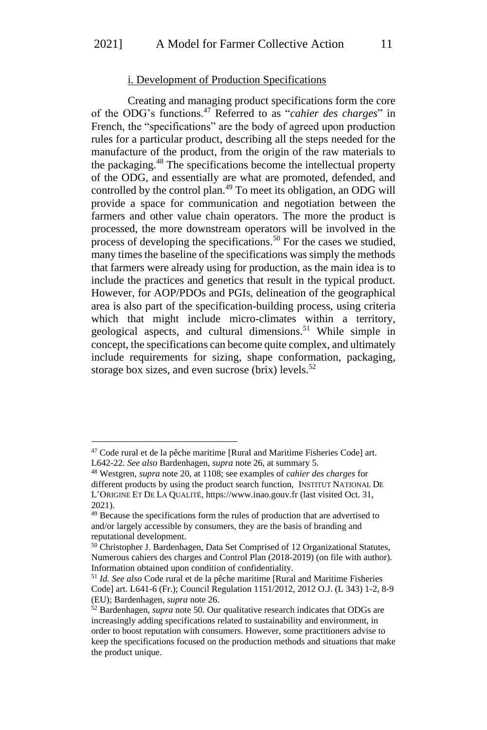### i. Development of Production Specifications

Creating and managing product specifications form the core of the ODG's functions.[47] Referred to as "*cahier des charges*" in French, the "specifications" are the body of agreed upon production rules for a particular product, describing all the steps needed for the manufacture of the product, from the origin of the raw materials to the packaging.[48] The specifications become the intellectual property of the ODG, and essentially are what are promoted, defended, and controlled by the control plan.[49] To meet its obligation, an ODG will provide a space for communication and negotiation between the farmers and other value chain operators. The more the product is processed, the more downstream operators will be involved in the process of developing the specifications.[50] For the cases we studied, many times the baseline of the specifications was simply the methods that farmers were already using for production, as the main idea is to include the practices and genetics that result in the typical product. However, for AOP/PDOs and PGIs, delineation of the geographical area is also part of the specification-building process, using criteria which that might include micro-climates within a territory, geological aspects, and cultural dimensions.[51] While simple in concept, the specifications can become quite complex, and ultimately include requirements for sizing, shape conformation, packaging, storage box sizes, and even sucrose (brix) levels.[52]

---

[47] Code rural et de la pêche maritime [Rural and Maritime Fisheries Code] art. L642-22. *See also* Bardenhagen, *supra* note 26, at summary 5.

[48] Westgren, *supra* note 20, at 1108; see examples of *cahier des charges* for different products by using the product search function, INSTITUT NATIONAL DE L'ORIGINE ET DE LA QUALITÉ, https://www.inao.gouv.fr (last visited Oct. 31, 2021).

[49] Because the specifications form the rules of production that are advertised to and/or largely accessible by consumers, they are the basis of branding and reputational development.

[50] Christopher J. Bardenhagen, Data Set Comprised of 12 Organizational Statutes, Numerous cahiers des charges and Control Plan (2018-2019) (on file with author). Information obtained upon condition of confidentiality.

[51] *Id. See also* Code rural et de la pêche maritime [Rural and Maritime Fisheries Code] art. L641-6 (Fr.); Council Regulation 1151/2012, 2012 O.J. (L 343) 1-2, 8-9 (EU); Bardenhagen, *supra* note 26.

[52] Bardenhagen, *supra* note 50. Our qualitative research indicates that ODGs are increasingly adding specifications related to sustainability and environment, in order to boost reputation with consumers. However, some practitioners advise to keep the specifications focused on the production methods and situations that make the product unique.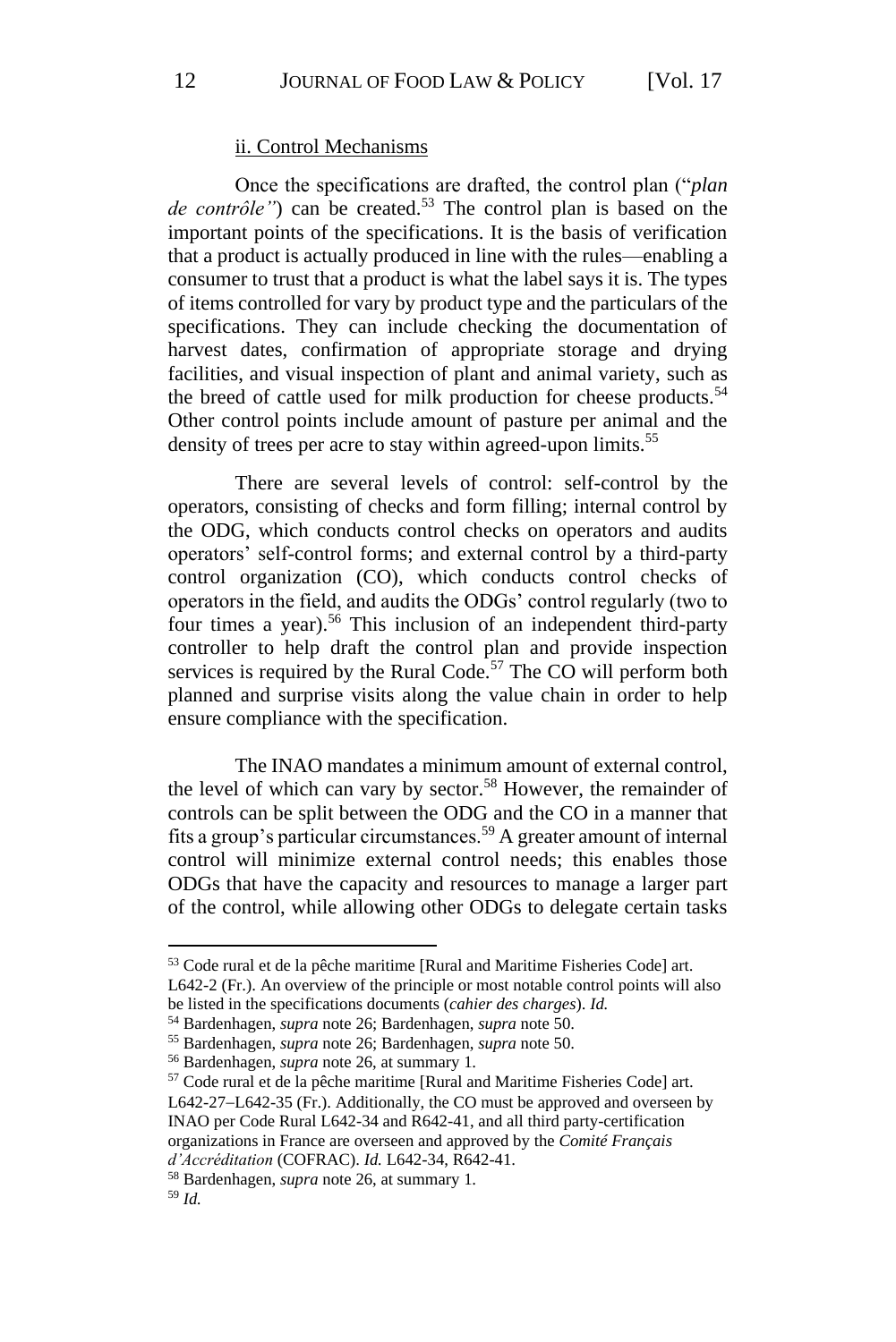ii. Control Mechanisms

Once the specifications are drafted, the control plan ("*plan de contrôle"*) can be created.[53] The control plan is based on the important points of the specifications. It is the basis of verification that a product is actually produced in line with the rules—enabling a consumer to trust that a product is what the label says it is. The types of items controlled for vary by product type and the particulars of the specifications. They can include checking the documentation of harvest dates, confirmation of appropriate storage and drying facilities, and visual inspection of plant and animal variety, such as the breed of cattle used for milk production for cheese products.[54] Other control points include amount of pasture per animal and the density of trees per acre to stay within agreed-upon limits.[55]

There are several levels of control: self-control by the operators, consisting of checks and form filling; internal control by the ODG, which conducts control checks on operators and audits operators' self-control forms; and external control by a third-party control organization (CO), which conducts control checks of operators in the field, and audits the ODGs' control regularly (two to four times a year).[56] This inclusion of an independent third-party controller to help draft the control plan and provide inspection services is required by the Rural Code.[57] The CO will perform both planned and surprise visits along the value chain in order to help ensure compliance with the specification.

The INAO mandates a minimum amount of external control, the level of which can vary by sector.[58] However, the remainder of controls can be split between the ODG and the CO in a manner that fits a group's particular circumstances.[59] A greater amount of internal control will minimize external control needs; this enables those ODGs that have the capacity and resources to manage a larger part of the control, while allowing other ODGs to delegate certain tasks

---

[53] Code rural et de la pêche maritime [Rural and Maritime Fisheries Code] art. L642-2 (Fr.). An overview of the principle or most notable control points will also be listed in the specifications documents (*cahier des charges*). *Id.*

[54] Bardenhagen, *supra* note 26; Bardenhagen, *supra* note 50.

[55] Bardenhagen, *supra* note 26; Bardenhagen, *supra* note 50.

[56] Bardenhagen, *supra* note 26, at summary 1.

[57] Code rural et de la pêche maritime [Rural and Maritime Fisheries Code] art. L642-27–L642-35 (Fr.). Additionally, the CO must be approved and overseen by INAO per Code Rural L642-34 and R642-41, and all third party-certification organizations in France are overseen and approved by the *Comité Français d'Accréditation* (COFRAC). *Id.* L642-34, R642-41.

[58] Bardenhagen, *supra* note 26, at summary 1.

[59] *Id.*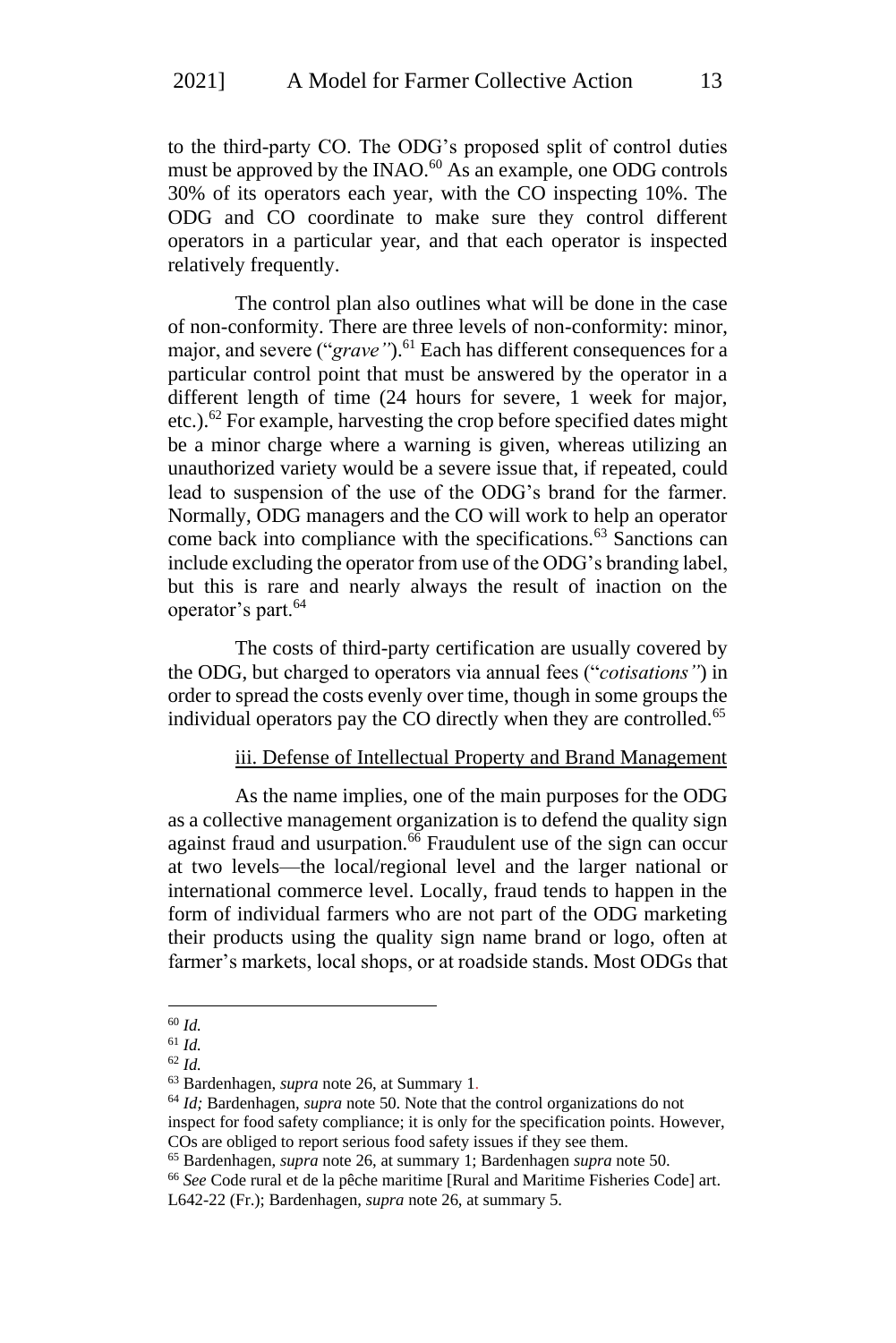to the third-party CO. The ODG's proposed split of control duties must be approved by the INAO.[60] As an example, one ODG controls 30% of its operators each year, with the CO inspecting 10%. The ODG and CO coordinate to make sure they control different operators in a particular year, and that each operator is inspected relatively frequently.

The control plan also outlines what will be done in the case of non-conformity. There are three levels of non-conformity: minor, major, and severe ("*grave"*).[61] Each has different consequences for a particular control point that must be answered by the operator in a different length of time (24 hours for severe, 1 week for major, etc.).[62] For example, harvesting the crop before specified dates might be a minor charge where a warning is given, whereas utilizing an unauthorized variety would be a severe issue that, if repeated, could lead to suspension of the use of the ODG's brand for the farmer. Normally, ODG managers and the CO will work to help an operator come back into compliance with the specifications.[63] Sanctions can include excluding the operator from use of the ODG's branding label, but this is rare and nearly always the result of inaction on the operator's part.[64]

The costs of third-party certification are usually covered by the ODG, but charged to operators via annual fees ("*cotisations"*) in order to spread the costs evenly over time, though in some groups the individual operators pay the CO directly when they are controlled.[65]

#### iii. Defense of Intellectual Property and Brand Management

As the name implies, one of the main purposes for the ODG as a collective management organization is to defend the quality sign against fraud and usurpation.[66] Fraudulent use of the sign can occur at two levels—the local/regional level and the larger national or international commerce level. Locally, fraud tends to happen in the form of individual farmers who are not part of the ODG marketing their products using the quality sign name brand or logo, often at farmer's markets, local shops, or at roadside stands. Most ODGs that

---

[60] *Id.*

[61] *Id.*

[62] *Id.*

[63] Bardenhagen, *supra* note 26, at Summary 1.

[64] *Id;* Bardenhagen, *supra* note 50. Note that the control organizations do not inspect for food safety compliance; it is only for the specification points. However, COs are obliged to report serious food safety issues if they see them.

[65] Bardenhagen, *supra* note 26, at summary 1; Bardenhagen *supra* note 50.

[66] *See* Code rural et de la pêche maritime [Rural and Maritime Fisheries Code] art. L642-22 (Fr.); Bardenhagen, *supra* note 26, at summary 5.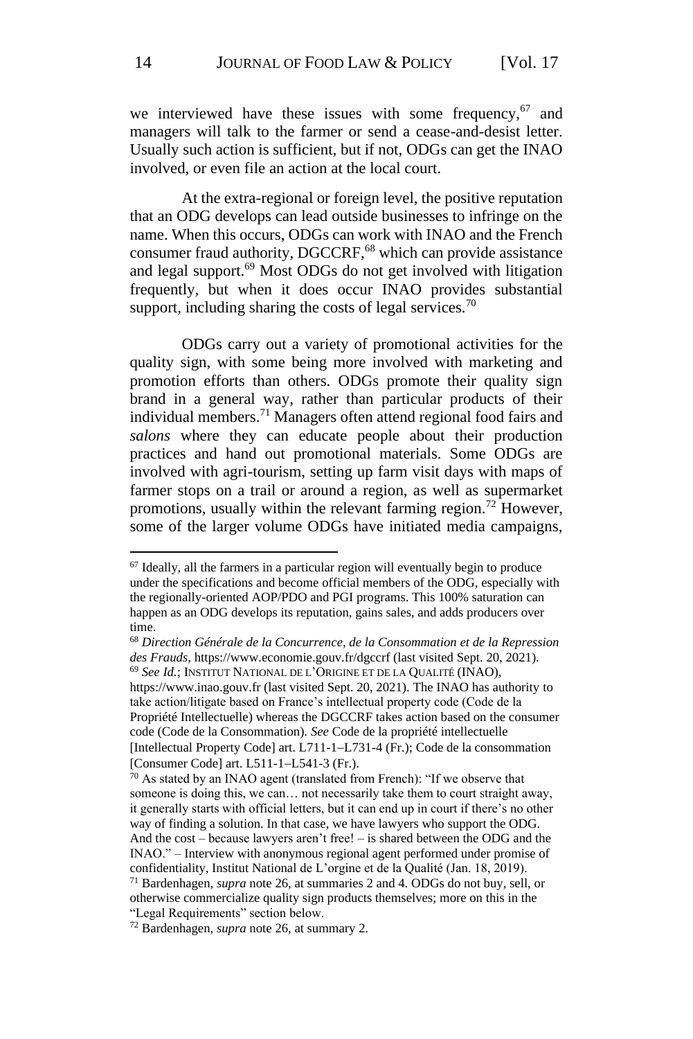we interviewed have these issues with some frequency,[67] and managers will talk to the farmer or send a cease-and-desist letter. Usually such action is sufficient, but if not, ODGs can get the INAO involved, or even file an action at the local court.

At the extra-regional or foreign level, the positive reputation that an ODG develops can lead outside businesses to infringe on the name. When this occurs, ODGs can work with INAO and the French consumer fraud authority, DGCCRF,[68] which can provide assistance and legal support.[69] Most ODGs do not get involved with litigation frequently, but when it does occur INAO provides substantial support, including sharing the costs of legal services.[70]

ODGs carry out a variety of promotional activities for the quality sign, with some being more involved with marketing and promotion efforts than others. ODGs promote their quality sign brand in a general way, rather than particular products of their individual members.[71] Managers often attend regional food fairs and *salons* where they can educate people about their production practices and hand out promotional materials. Some ODGs are involved with agri-tourism, setting up farm visit days with maps of farmer stops on a trail or around a region, as well as supermarket promotions, usually within the relevant farming region.[72] However, some of the larger volume ODGs have initiated media campaigns,

---

[67] Ideally, all the farmers in a particular region will eventually begin to produce under the specifications and become official members of the ODG, especially with the regionally-oriented AOP/PDO and PGI programs. This 100% saturation can happen as an ODG develops its reputation, gains sales, and adds producers over time.

[68] *Direction Générale de la Concurrence, de la Consommation et de la Repression des Frauds*, https://www.economie.gouv.fr/dgccrf (last visited Sept. 20, 2021).

[69] *See Id.*; INSTITUT NATIONAL DE L'ORIGINE ET DE LA QUALITÉ (INAO), https://www.inao.gouv.fr (last visited Sept. 20, 2021). The INAO has authority to take action/litigate based on France's intellectual property code (Code de la Propriété Intellectuelle) whereas the DGCCRF takes action based on the consumer code (Code de la Consommation). *See* Code de la propriété intellectuelle [Intellectual Property Code] art. L711-1–L731-4 (Fr.); Code de la consommation [Consumer Code] art. L511-1–L541-3 (Fr.).

[70] As stated by an INAO agent (translated from French): "If we observe that someone is doing this, we can… not necessarily take them to court straight away, it generally starts with official letters, but it can end up in court if there's no other way of finding a solution. In that case, we have lawyers who support the ODG. And the cost – because lawyers aren't free! – is shared between the ODG and the INAO." – Interview with anonymous regional agent performed under promise of confidentiality, Institut National de L'orgine et de la Qualité (Jan. 18, 2019).

[71] Bardenhagen, *supra* note 26, at summaries 2 and 4. ODGs do not buy, sell, or otherwise commercialize quality sign products themselves; more on this in the "Legal Requirements" section below.

[72] Bardenhagen, *supra* note 26, at summary 2.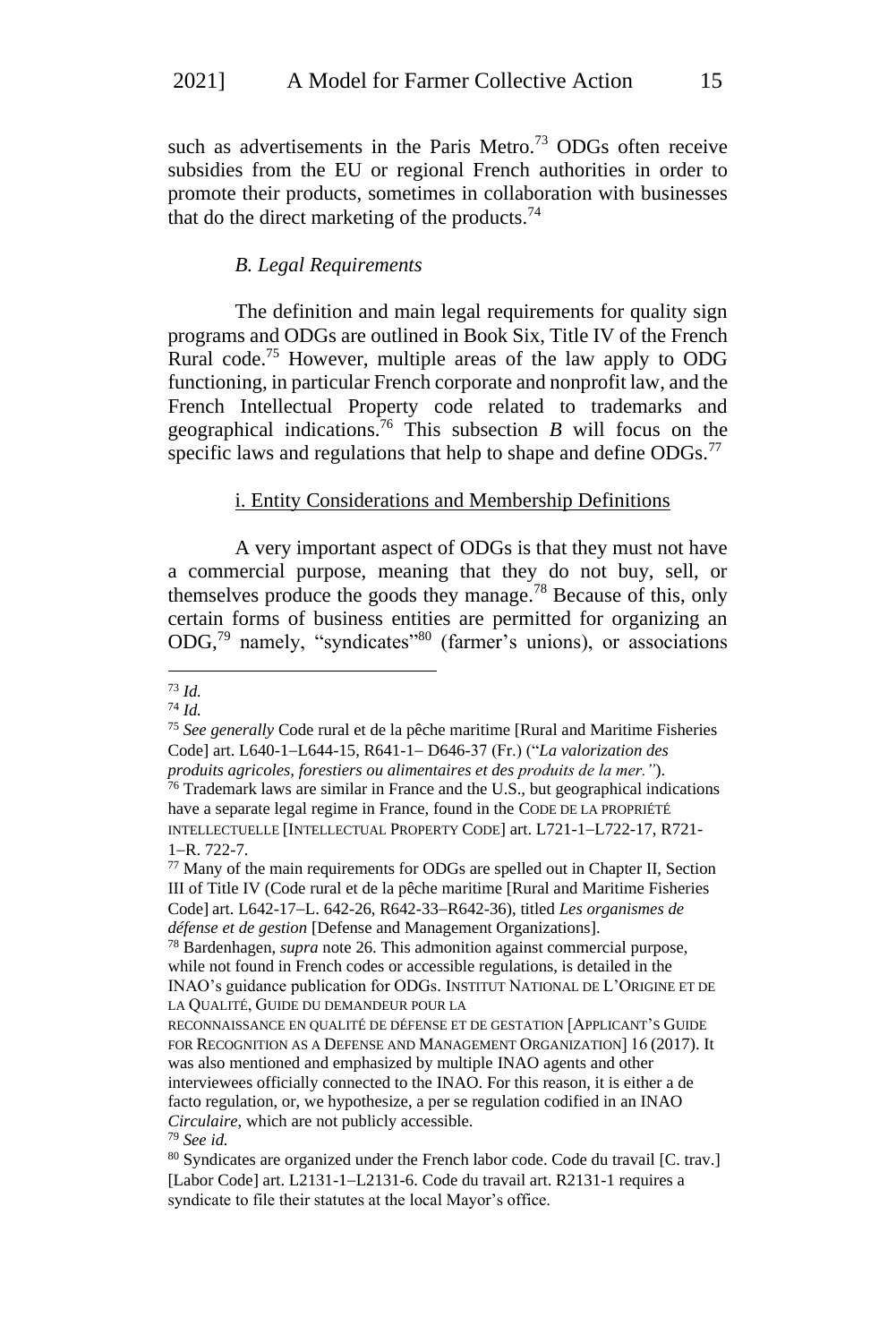such as advertisements in the Paris Metro.[73] ODGs often receive subsidies from the EU or regional French authorities in order to promote their products, sometimes in collaboration with businesses that do the direct marketing of the products.[74]

### *B. Legal Requirements*

The definition and main legal requirements for quality sign programs and ODGs are outlined in Book Six, Title IV of the French Rural code.[75] However, multiple areas of the law apply to ODG functioning, in particular French corporate and nonprofit law, and the French Intellectual Property code related to trademarks and geographical indications.[76] This subsection *B* will focus on the specific laws and regulations that help to shape and define ODGs.[77]

#### i. Entity Considerations and Membership Definitions

A very important aspect of ODGs is that they must not have a commercial purpose, meaning that they do not buy, sell, or themselves produce the goods they manage.[78] Because of this, only certain forms of business entities are permitted for organizing an ODG,[79] namely, "syndicates"[80] (farmer's unions), or associations

---

[73] *Id.*

[74] *Id.*

[75] *See generally* Code rural et de la pêche maritime [Rural and Maritime Fisheries Code] art. L640-1–L644-15, R641-1– D646-37 (Fr.) ("*La valorization des produits agricoles, forestiers ou alimentaires et des produits de la mer."*).

[76] Trademark laws are similar in France and the U.S., but geographical indications have a separate legal regime in France, found in the CODE DE LA PROPRIÉTÉ INTELLECTUELLE [INTELLECTUAL PROPERTY CODE] art. L721-1–L722-17, R721-1–R. 722-7.

[77] Many of the main requirements for ODGs are spelled out in Chapter II, Section III of Title IV (Code rural et de la pêche maritime [Rural and Maritime Fisheries Code] art. L642-17–L. 642-26, R642-33–R642-36), titled *Les organismes de défense et de gestion* [Defense and Management Organizations].

[78] Bardenhagen, *supra* note 26. This admonition against commercial purpose, while not found in French codes or accessible regulations, is detailed in the INAO's guidance publication for ODGs. INSTITUT NATIONAL DE L'ORIGINE ET DE LA QUALITÉ, GUIDE DU DEMANDEUR POUR LA RECONNAISSANCE EN QUALITÉ DE DÉFENSE ET DE GESTATION [APPLICANT'S GUIDE FOR RECOGNITION AS A DEFENSE AND MANAGEMENT ORGANIZATION] 16 (2017). It was also mentioned and emphasized by multiple INAO agents and other interviewees officially connected to the INAO. For this reason, it is either a de facto regulation, or, we hypothesize, a per se regulation codified in an INAO *Circulaire*, which are not publicly accessible.

[79] *See id.*

[80] Syndicates are organized under the French labor code. Code du travail [C. trav.] [Labor Code] art. L2131-1–L2131-6. Code du travail art. R2131-1 requires a syndicate to file their statutes at the local Mayor's office.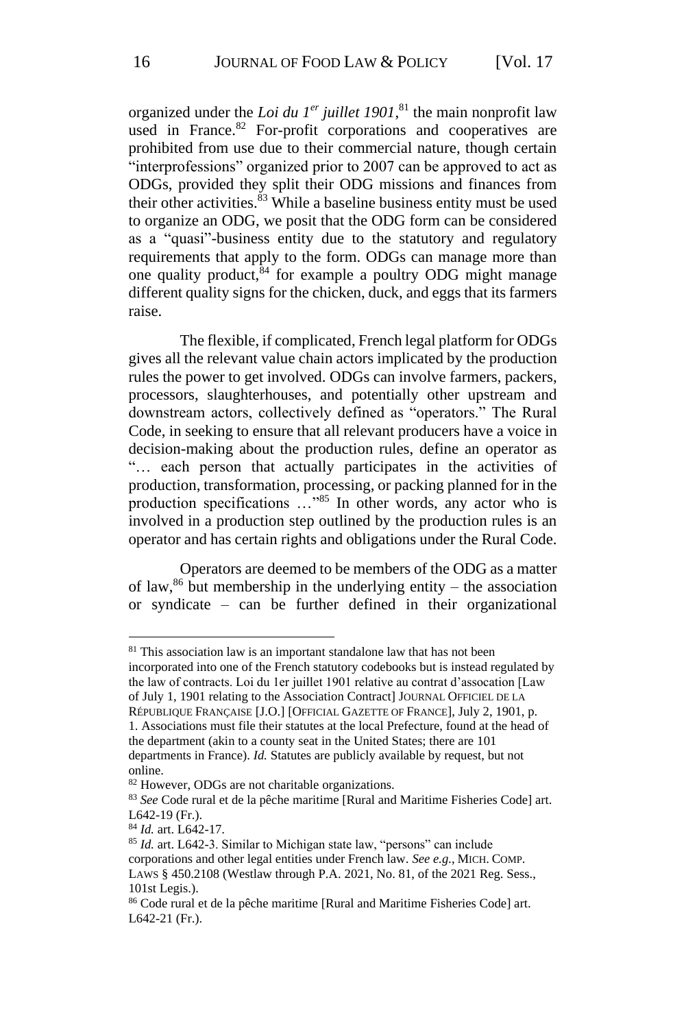organized under the *Loi du 1^er juillet 1901*,[81] the main nonprofit law used in France.[82] For-profit corporations and cooperatives are prohibited from use due to their commercial nature, though certain "interprofessions" organized prior to 2007 can be approved to act as ODGs, provided they split their ODG missions and finances from their other activities.[83] While a baseline business entity must be used to organize an ODG, we posit that the ODG form can be considered as a "quasi"-business entity due to the statutory and regulatory requirements that apply to the form. ODGs can manage more than one quality product,[84] for example a poultry ODG might manage different quality signs for the chicken, duck, and eggs that its farmers raise.

The flexible, if complicated, French legal platform for ODGs gives all the relevant value chain actors implicated by the production rules the power to get involved. ODGs can involve farmers, packers, processors, slaughterhouses, and potentially other upstream and downstream actors, collectively defined as "operators." The Rural Code, in seeking to ensure that all relevant producers have a voice in decision-making about the production rules, define an operator as "… each person that actually participates in the activities of production, transformation, processing, or packing planned for in the production specifications …"[85] In other words, any actor who is involved in a production step outlined by the production rules is an operator and has certain rights and obligations under the Rural Code.

Operators are deemed to be members of the ODG as a matter of law,[86] but membership in the underlying entity – the association or syndicate – can be further defined in their organizational

---

[81] This association law is an important standalone law that has not been incorporated into one of the French statutory codebooks but is instead regulated by the law of contracts. Loi du 1er juillet 1901 relative au contrat d'assocation [Law of July 1, 1901 relating to the Association Contract] JOURNAL OFFICIEL DE LA RÉPUBLIQUE FRANÇAISE [J.O.] [OFFICIAL GAZETTE OF FRANCE], July 2, 1901, p. 1. Associations must file their statutes at the local Prefecture, found at the head of the department (akin to a county seat in the United States; there are 101 departments in France). *Id.* Statutes are publicly available by request, but not online.

[82] However, ODGs are not charitable organizations.

[83] *See* Code rural et de la pêche maritime [Rural and Maritime Fisheries Code] art. L642-19 (Fr.).

[84] *Id.* art. L642-17.

[85] *Id.* art. L642-3. Similar to Michigan state law, "persons" can include corporations and other legal entities under French law. *See e.g.*, MICH. COMP. LAWS § 450.2108 (Westlaw through P.A. 2021, No. 81, of the 2021 Reg. Sess., 101st Legis.).

[86] Code rural et de la pêche maritime [Rural and Maritime Fisheries Code] art. L642-21 (Fr.).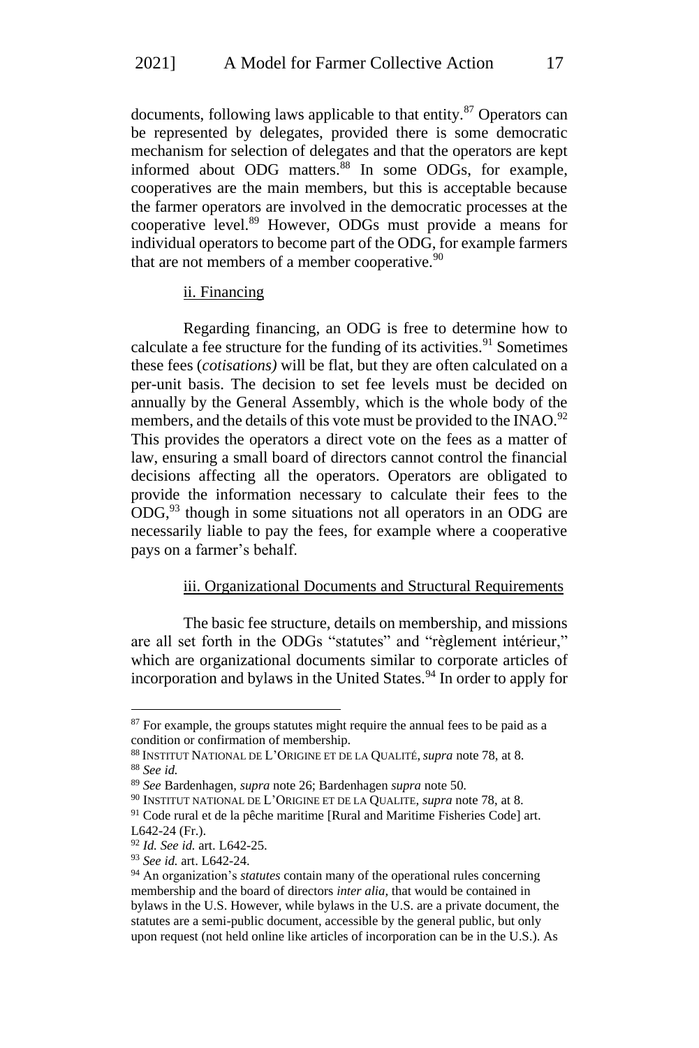documents, following laws applicable to that entity.[87] Operators can be represented by delegates, provided there is some democratic mechanism for selection of delegates and that the operators are kept informed about ODG matters.[88] In some ODGs, for example, cooperatives are the main members, but this is acceptable because the farmer operators are involved in the democratic processes at the cooperative level.[89] However, ODGs must provide a means for individual operators to become part of the ODG, for example farmers that are not members of a member cooperative.[90]

#### ii. Financing

Regarding financing, an ODG is free to determine how to calculate a fee structure for the funding of its activities.[91] Sometimes these fees (*cotisations)* will be flat, but they are often calculated on a per-unit basis. The decision to set fee levels must be decided on annually by the General Assembly, which is the whole body of the members, and the details of this vote must be provided to the INAO.[92] This provides the operators a direct vote on the fees as a matter of law, ensuring a small board of directors cannot control the financial decisions affecting all the operators. Operators are obligated to provide the information necessary to calculate their fees to the ODG,[93] though in some situations not all operators in an ODG are necessarily liable to pay the fees, for example where a cooperative pays on a farmer's behalf.

#### iii. Organizational Documents and Structural Requirements

The basic fee structure, details on membership, and missions are all set forth in the ODGs "statutes" and "règlement intérieur," which are organizational documents similar to corporate articles of incorporation and bylaws in the United States.[94] In order to apply for

---

[87] For example, the groups statutes might require the annual fees to be paid as a condition or confirmation of membership.

[88] INSTITUT NATIONAL DE L'ORIGINE ET DE LA QUALITÉ, *supra* note 78, at 8.

[88] *See id.*

[89] *See* Bardenhagen, *supra* note 26; Bardenhagen *supra* note 50.

[90] INSTITUT NATIONAL DE L'ORIGINE ET DE LA QUALITE, *supra* note 78, at 8.

[91] Code rural et de la pêche maritime [Rural and Maritime Fisheries Code] art. L642-24 (Fr.).

[92] *Id. See id.* art. L642-25.

[93] *See id.* art. L642-24.

[94] An organization's *statutes* contain many of the operational rules concerning membership and the board of directors *inter alia*, that would be contained in bylaws in the U.S. However, while bylaws in the U.S. are a private document, the statutes are a semi-public document, accessible by the general public, but only upon request (not held online like articles of incorporation can be in the U.S.). As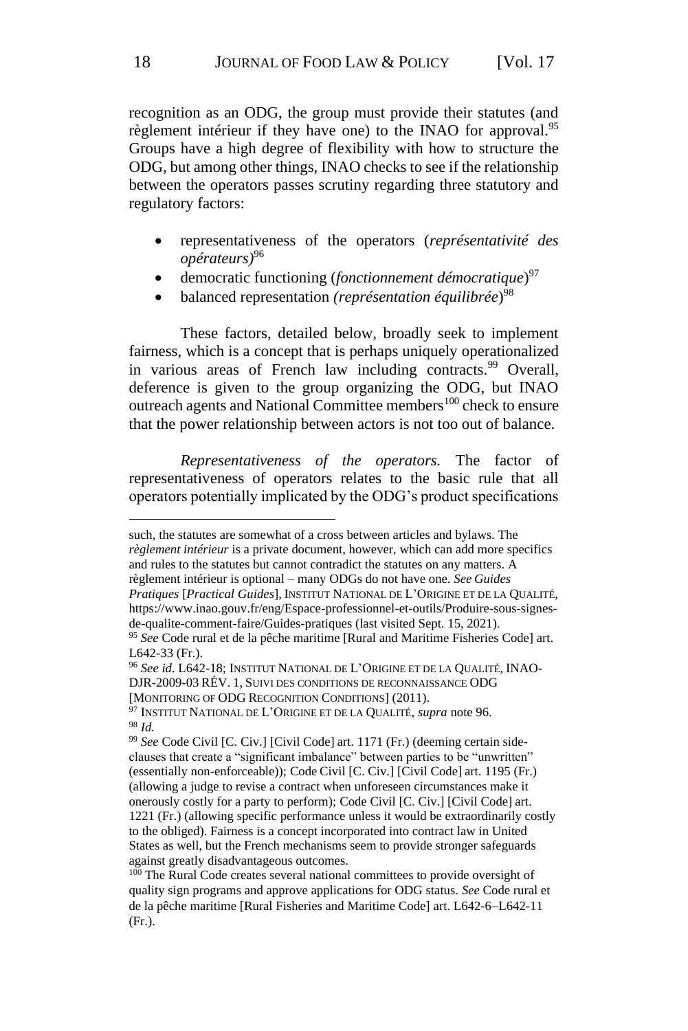recognition as an ODG, the group must provide their statutes (and règlement intérieur if they have one) to the INAO for approval.[95] Groups have a high degree of flexibility with how to structure the ODG, but among other things, INAO checks to see if the relationship between the operators passes scrutiny regarding three statutory and regulatory factors:

- representativeness of the operators (*représentativité des opérateurs)*[96]
- democratic functioning (*fonctionnement démocratique*)[97]
- balanced representation *(représentation équilibrée*)[98]

These factors, detailed below, broadly seek to implement fairness, which is a concept that is perhaps uniquely operationalized in various areas of French law including contracts.[99] Overall, deference is given to the group organizing the ODG, but INAO outreach agents and National Committee members[100] check to ensure that the power relationship between actors is not too out of balance.

*Representativeness of the operators.* The factor of representativeness of operators relates to the basic rule that all operators potentially implicated by the ODG's product specifications

---

such, the statutes are somewhat of a cross between articles and bylaws. The *règlement intérieur* is a private document, however, which can add more specifics and rules to the statutes but cannot contradict the statutes on any matters. A règlement intérieur is optional – many ODGs do not have one. *See Guides Pratiques* [*Practical Guides*], INSTITUT NATIONAL DE L'ORIGINE ET DE LA QUALITÉ, https://www.inao.gouv.fr/eng/Espace-professionnel-et-outils/Produire-sous-signes-de-qualite-comment-faire/Guides-pratiques (last visited Sept. 15, 2021).

[95] *See* Code rural et de la pêche maritime [Rural and Maritime Fisheries Code] art. L642-33 (Fr.).

[96] *See id*. L642-18; INSTITUT NATIONAL DE L'ORIGINE ET DE LA QUALITÉ, INAO-DJR-2009-03 RÉV. 1, SUIVI DES CONDITIONS DE RECONNAISSANCE ODG [MONITORING OF ODG RECOGNITION CONDITIONS] (2011).

[97] INSTITUT NATIONAL DE L'ORIGINE ET DE LA QUALITÉ, *supra* note 96.

[98] *Id.*

[99] *See* Code Civil [C. Civ.] [Civil Code] art. 1171 (Fr.) (deeming certain side-clauses that create a "significant imbalance" between parties to be "unwritten" (essentially non-enforceable)); Code Civil [C. Civ.] [Civil Code] art. 1195 (Fr.) (allowing a judge to revise a contract when unforeseen circumstances make it onerously costly for a party to perform); Code Civil [C. Civ.] [Civil Code] art. 1221 (Fr.) (allowing specific performance unless it would be extraordinarily costly to the obliged). Fairness is a concept incorporated into contract law in United States as well, but the French mechanisms seem to provide stronger safeguards against greatly disadvantageous outcomes.

[100] The Rural Code creates several national committees to provide oversight of quality sign programs and approve applications for ODG status. *See* Code rural et de la pêche maritime [Rural Fisheries and Maritime Code] art. L642-6–L642-11 (Fr.).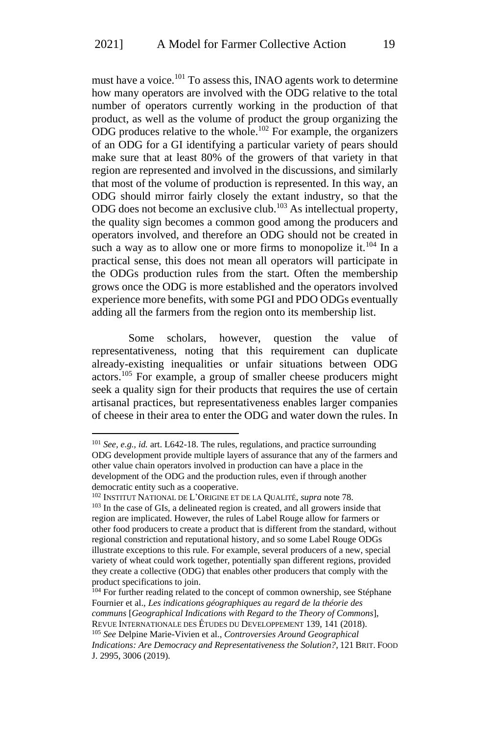must have a voice.[101] To assess this, INAO agents work to determine how many operators are involved with the ODG relative to the total number of operators currently working in the production of that product, as well as the volume of product the group organizing the ODG produces relative to the whole.[102] For example, the organizers of an ODG for a GI identifying a particular variety of pears should make sure that at least 80% of the growers of that variety in that region are represented and involved in the discussions, and similarly that most of the volume of production is represented. In this way, an ODG should mirror fairly closely the extant industry, so that the ODG does not become an exclusive club.[103] As intellectual property, the quality sign becomes a common good among the producers and operators involved, and therefore an ODG should not be created in such a way as to allow one or more firms to monopolize it.[104] In a practical sense, this does not mean all operators will participate in the ODGs production rules from the start. Often the membership grows once the ODG is more established and the operators involved experience more benefits, with some PGI and PDO ODGs eventually adding all the farmers from the region onto its membership list.

Some scholars, however, question the value of representativeness, noting that this requirement can duplicate already-existing inequalities or unfair situations between ODG actors.[105] For example, a group of smaller cheese producers might seek a quality sign for their products that requires the use of certain artisanal practices, but representativeness enables larger companies of cheese in their area to enter the ODG and water down the rules. In

---

[101] *See, e.g.*, *id.* art. L642-18. The rules, regulations, and practice surrounding ODG development provide multiple layers of assurance that any of the farmers and other value chain operators involved in production can have a place in the development of the ODG and the production rules, even if through another democratic entity such as a cooperative.

[102] INSTITUT NATIONAL DE L'ORIGINE ET DE LA QUALITÉ, *supra* note 78.

[103] In the case of GIs, a delineated region is created, and all growers inside that region are implicated. However, the rules of Label Rouge allow for farmers or other food producers to create a product that is different from the standard, without regional constriction and reputational history, and so some Label Rouge ODGs illustrate exceptions to this rule. For example, several producers of a new, special variety of wheat could work together, potentially span different regions, provided they create a collective (ODG) that enables other producers that comply with the product specifications to join.

[104] For further reading related to the concept of common ownership, see Stéphane Fournier et al., *Les indications géographiques au regard de la théorie des communs* [*Geographical Indications with Regard to the Theory of Commons*], REVUE INTERNATIONALE DES ÉTUDES DU DEVELOPPEMENT 139, 141 (2018).

[105] *See* Delpine Marie-Vivien et al., *Controversies Around Geographical Indications: Are Democracy and Representativeness the Solution?*, 121 BRIT. FOOD J. 2995, 3006 (2019).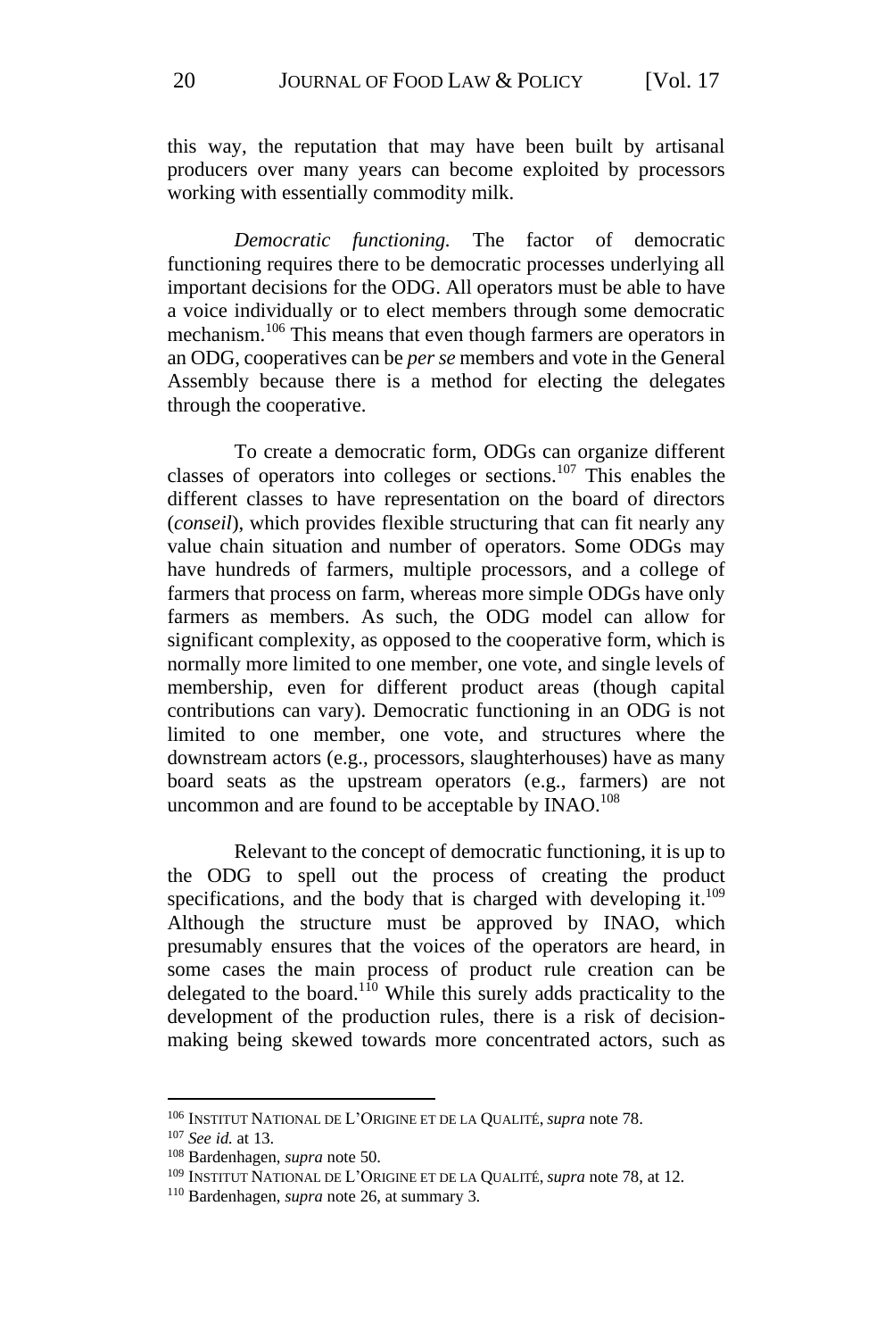this way, the reputation that may have been built by artisanal producers over many years can become exploited by processors working with essentially commodity milk.

*Democratic functioning.* The factor of democratic functioning requires there to be democratic processes underlying all important decisions for the ODG. All operators must be able to have a voice individually or to elect members through some democratic mechanism.[106] This means that even though farmers are operators in an ODG, cooperatives can be *per se* members and vote in the General Assembly because there is a method for electing the delegates through the cooperative.

To create a democratic form, ODGs can organize different classes of operators into colleges or sections.[107] This enables the different classes to have representation on the board of directors (*conseil*), which provides flexible structuring that can fit nearly any value chain situation and number of operators. Some ODGs may have hundreds of farmers, multiple processors, and a college of farmers that process on farm, whereas more simple ODGs have only farmers as members. As such, the ODG model can allow for significant complexity, as opposed to the cooperative form, which is normally more limited to one member, one vote, and single levels of membership, even for different product areas (though capital contributions can vary). Democratic functioning in an ODG is not limited to one member, one vote, and structures where the downstream actors (e.g., processors, slaughterhouses) have as many board seats as the upstream operators (e.g., farmers) are not uncommon and are found to be acceptable by INAO.[108]

Relevant to the concept of democratic functioning, it is up to the ODG to spell out the process of creating the product specifications, and the body that is charged with developing it.[109] Although the structure must be approved by INAO, which presumably ensures that the voices of the operators are heard, in some cases the main process of product rule creation can be delegated to the board.[110] While this surely adds practicality to the development of the production rules, there is a risk of decision-making being skewed towards more concentrated actors, such as

---

[106] INSTITUT NATIONAL DE L'ORIGINE ET DE LA QUALITÉ, *supra* note 78.

[107] *See id.* at 13.

[108] Bardenhagen, *supra* note 50.

[109] INSTITUT NATIONAL DE L'ORIGINE ET DE LA QUALITÉ, *supra* note 78, at 12.

[110] Bardenhagen, *supra* note 26, at summary 3.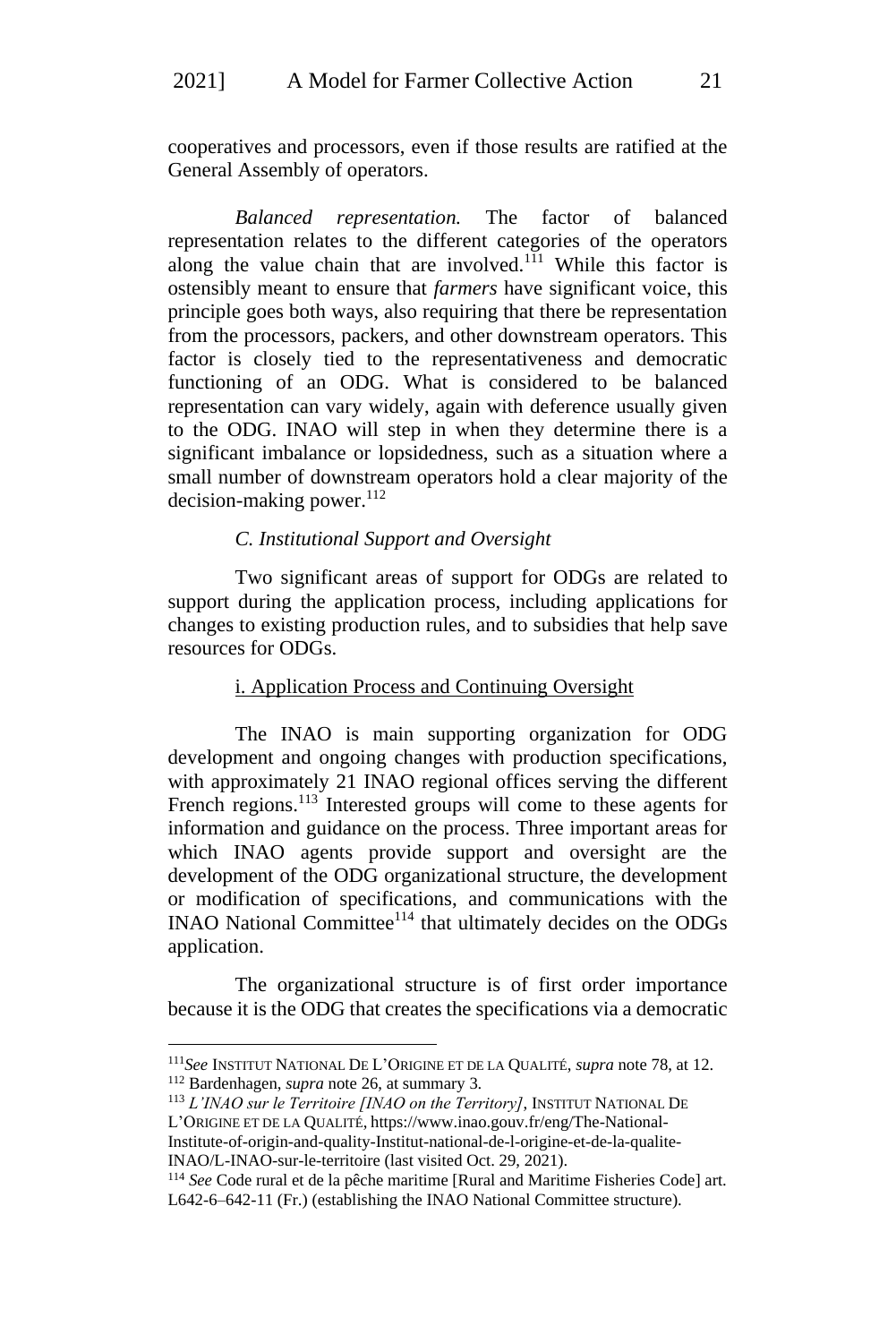cooperatives and processors, even if those results are ratified at the General Assembly of operators.

*Balanced representation.* The factor of balanced representation relates to the different categories of the operators along the value chain that are involved.[111] While this factor is ostensibly meant to ensure that *farmers* have significant voice, this principle goes both ways, also requiring that there be representation from the processors, packers, and other downstream operators. This factor is closely tied to the representativeness and democratic functioning of an ODG. What is considered to be balanced representation can vary widely, again with deference usually given to the ODG. INAO will step in when they determine there is a significant imbalance or lopsidedness, such as a situation where a small number of downstream operators hold a clear majority of the decision-making power.[112]

### *C. Institutional Support and Oversight*

Two significant areas of support for ODGs are related to support during the application process, including applications for changes to existing production rules, and to subsidies that help save resources for ODGs.

#### i. Application Process and Continuing Oversight

The INAO is main supporting organization for ODG development and ongoing changes with production specifications, with approximately 21 INAO regional offices serving the different French regions.[113] Interested groups will come to these agents for information and guidance on the process. Three important areas for which INAO agents provide support and oversight are the development of the ODG organizational structure, the development or modification of specifications, and communications with the INAO National Committee[114] that ultimately decides on the ODGs application.

The organizational structure is of first order importance because it is the ODG that creates the specifications via a democratic

---

[111] *See* INSTITUT NATIONAL DE L'ORIGINE ET DE LA QUALITÉ, *supra* note 78, at 12.

[112] Bardenhagen, *supra* note 26, at summary 3.

[113] *L'INAO sur le Territoire [INAO on the Territory]*, INSTITUT NATIONAL DE L'ORIGINE ET DE LA QUALITÉ, https://www.inao.gouv.fr/eng/The-National-Institute-of-origin-and-quality-Institut-national-de-l-origine-et-de-la-qualite-INAO/L-INAO-sur-le-territoire (last visited Oct. 29, 2021).

[114] *See* Code rural et de la pêche maritime [Rural and Maritime Fisheries Code] art. L642-6–642-11 (Fr.) (establishing the INAO National Committee structure).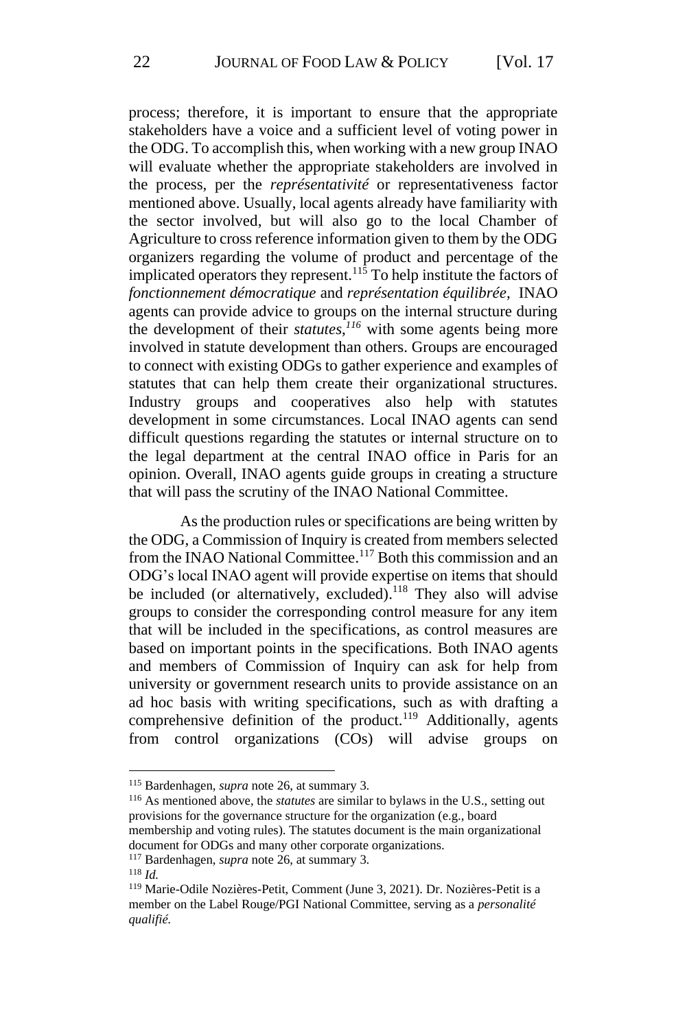process; therefore, it is important to ensure that the appropriate stakeholders have a voice and a sufficient level of voting power in the ODG. To accomplish this, when working with a new group INAO will evaluate whether the appropriate stakeholders are involved in the process, per the *représentativité* or representativeness factor mentioned above. Usually, local agents already have familiarity with the sector involved, but will also go to the local Chamber of Agriculture to cross reference information given to them by the ODG organizers regarding the volume of product and percentage of the implicated operators they represent.[115] To help institute the factors of *fonctionnement démocratique* and *représentation équilibrée*, INAO agents can provide advice to groups on the internal structure during the development of their *statutes*,[116] with some agents being more involved in statute development than others. Groups are encouraged to connect with existing ODGs to gather experience and examples of statutes that can help them create their organizational structures. Industry groups and cooperatives also help with statutes development in some circumstances. Local INAO agents can send difficult questions regarding the statutes or internal structure on to the legal department at the central INAO office in Paris for an opinion. Overall, INAO agents guide groups in creating a structure that will pass the scrutiny of the INAO National Committee.

As the production rules or specifications are being written by the ODG, a Commission of Inquiry is created from members selected from the INAO National Committee.[117] Both this commission and an ODG's local INAO agent will provide expertise on items that should be included (or alternatively, excluded).[118] They also will advise groups to consider the corresponding control measure for any item that will be included in the specifications, as control measures are based on important points in the specifications. Both INAO agents and members of Commission of Inquiry can ask for help from university or government research units to provide assistance on an ad hoc basis with writing specifications, such as with drafting a comprehensive definition of the product.[119] Additionally, agents from control organizations (COs) will advise groups on

---

[115] Bardenhagen, *supra* note 26, at summary 3.

[116] As mentioned above, the *statutes* are similar to bylaws in the U.S., setting out provisions for the governance structure for the organization (e.g., board membership and voting rules). The statutes document is the main organizational document for ODGs and many other corporate organizations.

[117] Bardenhagen, *supra* note 26, at summary 3.

[118] *Id.*

[119] Marie-Odile Nozières-Petit, Comment (June 3, 2021). Dr. Nozières-Petit is a member on the Label Rouge/PGI National Committee, serving as a *personalité qualifié.*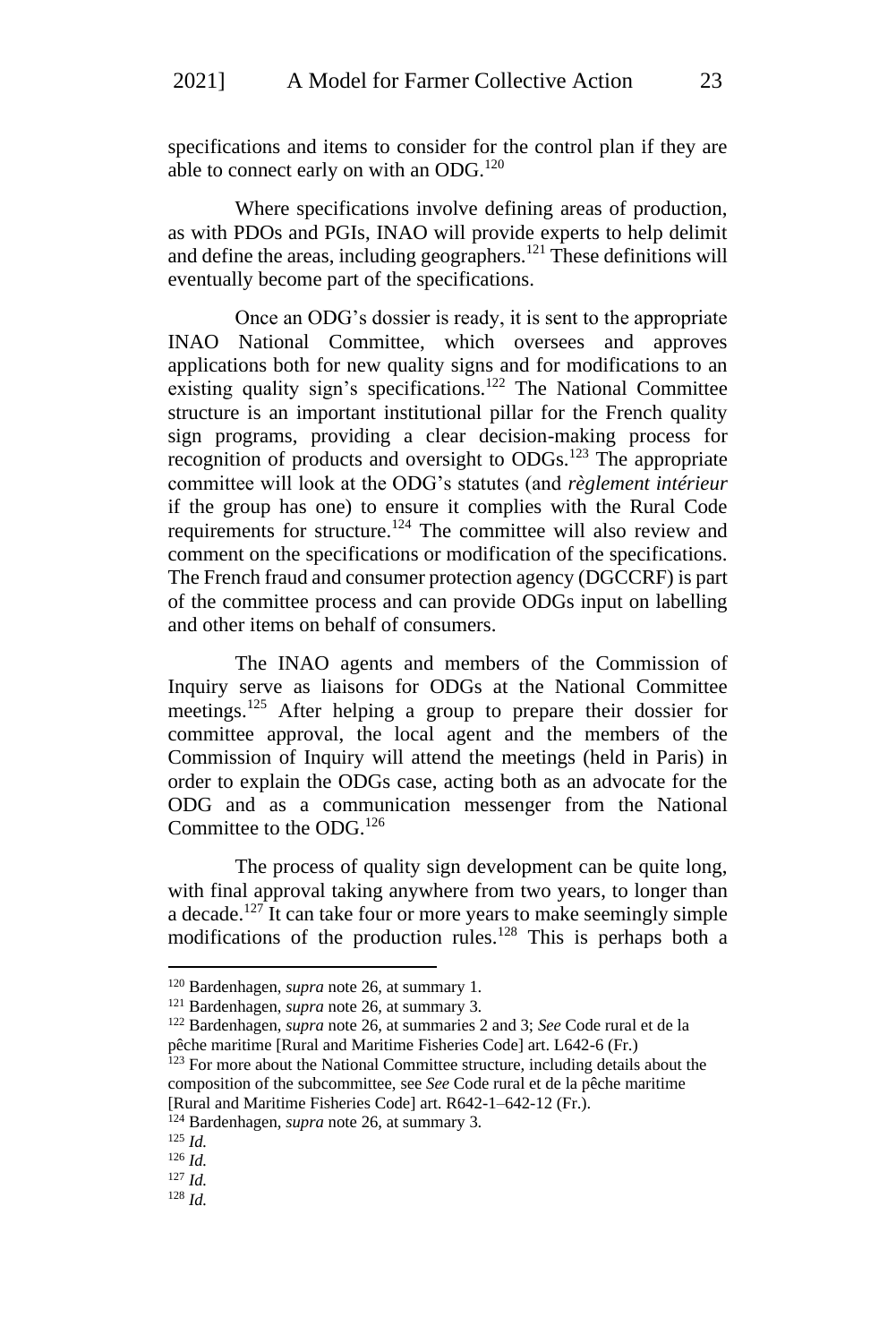specifications and items to consider for the control plan if they are able to connect early on with an ODG.[120]

Where specifications involve defining areas of production, as with PDOs and PGIs, INAO will provide experts to help delimit and define the areas, including geographers.[121] These definitions will eventually become part of the specifications.

Once an ODG's dossier is ready, it is sent to the appropriate INAO National Committee, which oversees and approves applications both for new quality signs and for modifications to an existing quality sign's specifications.[122] The National Committee structure is an important institutional pillar for the French quality sign programs, providing a clear decision-making process for recognition of products and oversight to ODGs.[123] The appropriate committee will look at the ODG's statutes (and *règlement intérieur* if the group has one) to ensure it complies with the Rural Code requirements for structure.[124] The committee will also review and comment on the specifications or modification of the specifications. The French fraud and consumer protection agency (DGCCRF) is part of the committee process and can provide ODGs input on labelling and other items on behalf of consumers.

The INAO agents and members of the Commission of Inquiry serve as liaisons for ODGs at the National Committee meetings.[125] After helping a group to prepare their dossier for committee approval, the local agent and the members of the Commission of Inquiry will attend the meetings (held in Paris) in order to explain the ODGs case, acting both as an advocate for the ODG and as a communication messenger from the National Committee to the ODG.[126]

The process of quality sign development can be quite long, with final approval taking anywhere from two years, to longer than a decade.[127] It can take four or more years to make seemingly simple modifications of the production rules.[128] This is perhaps both a

---

[120] Bardenhagen, *supra* note 26, at summary 1.

[121] Bardenhagen, *supra* note 26, at summary 3.

[122] Bardenhagen, *supra* note 26, at summaries 2 and 3; *See* Code rural et de la pêche maritime [Rural and Maritime Fisheries Code] art. L642-6 (Fr.)

[123] For more about the National Committee structure, including details about the composition of the subcommittee, see *See* Code rural et de la pêche maritime [Rural and Maritime Fisheries Code] art. R642-1–642-12 (Fr.).

[124] Bardenhagen, *supra* note 26, at summary 3.

[125] *Id.*

[126] *Id.*

[127] *Id.*

[128] *Id.*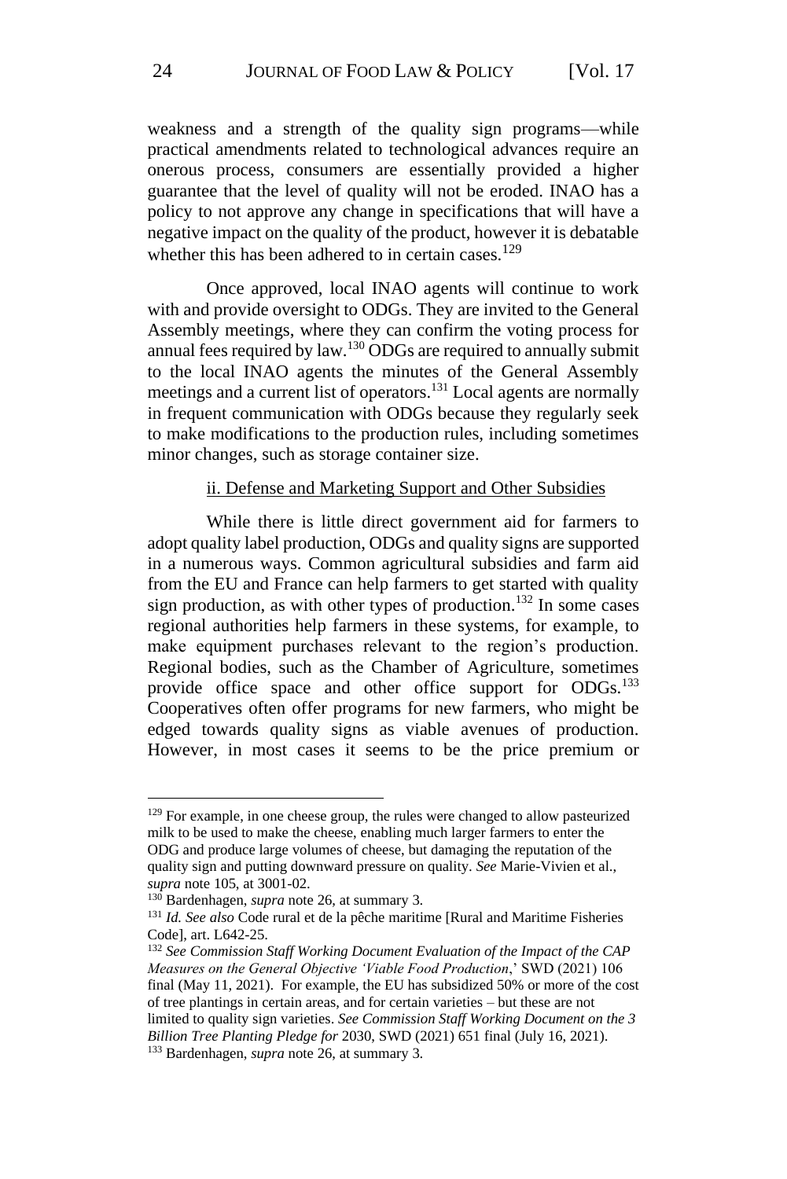weakness and a strength of the quality sign programs—while practical amendments related to technological advances require an onerous process, consumers are essentially provided a higher guarantee that the level of quality will not be eroded. INAO has a policy to not approve any change in specifications that will have a negative impact on the quality of the product, however it is debatable whether this has been adhered to in certain cases.[129]

Once approved, local INAO agents will continue to work with and provide oversight to ODGs. They are invited to the General Assembly meetings, where they can confirm the voting process for annual fees required by law.[130] ODGs are required to annually submit to the local INAO agents the minutes of the General Assembly meetings and a current list of operators.[131] Local agents are normally in frequent communication with ODGs because they regularly seek to make modifications to the production rules, including sometimes minor changes, such as storage container size.

ii. Defense and Marketing Support and Other Subsidies

While there is little direct government aid for farmers to adopt quality label production, ODGs and quality signs are supported in a numerous ways. Common agricultural subsidies and farm aid from the EU and France can help farmers to get started with quality sign production, as with other types of production.[132] In some cases regional authorities help farmers in these systems, for example, to make equipment purchases relevant to the region's production. Regional bodies, such as the Chamber of Agriculture, sometimes provide office space and other office support for ODGs.[133] Cooperatives often offer programs for new farmers, who might be edged towards quality signs as viable avenues of production. However, in most cases it seems to be the price premium or

---

[129] For example, in one cheese group, the rules were changed to allow pasteurized milk to be used to make the cheese, enabling much larger farmers to enter the ODG and produce large volumes of cheese, but damaging the reputation of the quality sign and putting downward pressure on quality. *See* Marie-Vivien et al., *supra* note 105, at 3001-02.

[130] Bardenhagen, *supra* note 26, at summary 3.

[131] *Id. See also* Code rural et de la pêche maritime [Rural and Maritime Fisheries Code], art. L642-25.

[132] *See Commission Staff Working Document Evaluation of the Impact of the CAP Measures on the General Objective 'Viable Food Production*,' SWD (2021) 106 final (May 11, 2021). For example, the EU has subsidized 50% or more of the cost of tree plantings in certain areas, and for certain varieties – but these are not limited to quality sign varieties. *See Commission Staff Working Document on the 3 Billion Tree Planting Pledge for* 2030, SWD (2021) 651 final (July 16, 2021).

[133] Bardenhagen, *supra* note 26, at summary 3.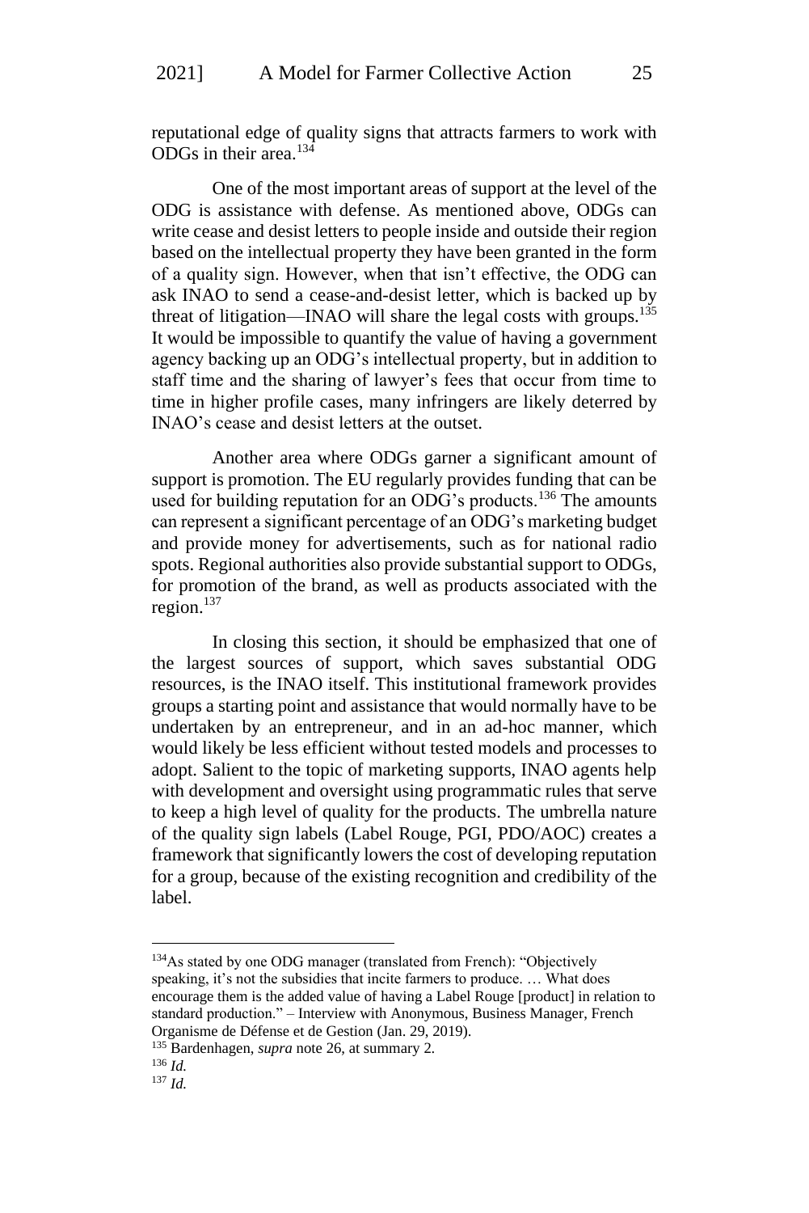reputational edge of quality signs that attracts farmers to work with ODGs in their area.[134]

One of the most important areas of support at the level of the ODG is assistance with defense. As mentioned above, ODGs can write cease and desist letters to people inside and outside their region based on the intellectual property they have been granted in the form of a quality sign. However, when that isn't effective, the ODG can ask INAO to send a cease-and-desist letter, which is backed up by threat of litigation—INAO will share the legal costs with groups.[135] It would be impossible to quantify the value of having a government agency backing up an ODG's intellectual property, but in addition to staff time and the sharing of lawyer's fees that occur from time to time in higher profile cases, many infringers are likely deterred by INAO's cease and desist letters at the outset.

Another area where ODGs garner a significant amount of support is promotion. The EU regularly provides funding that can be used for building reputation for an ODG's products.[136] The amounts can represent a significant percentage of an ODG's marketing budget and provide money for advertisements, such as for national radio spots. Regional authorities also provide substantial support to ODGs, for promotion of the brand, as well as products associated with the region.[137]

In closing this section, it should be emphasized that one of the largest sources of support, which saves substantial ODG resources, is the INAO itself. This institutional framework provides groups a starting point and assistance that would normally have to be undertaken by an entrepreneur, and in an ad-hoc manner, which would likely be less efficient without tested models and processes to adopt. Salient to the topic of marketing supports, INAO agents help with development and oversight using programmatic rules that serve to keep a high level of quality for the products. The umbrella nature of the quality sign labels (Label Rouge, PGI, PDO/AOC) creates a framework that significantly lowers the cost of developing reputation for a group, because of the existing recognition and credibility of the label.

---

[134] As stated by one ODG manager (translated from French): "Objectively speaking, it's not the subsidies that incite farmers to produce. … What does encourage them is the added value of having a Label Rouge [product] in relation to standard production." – Interview with Anonymous, Business Manager, French Organisme de Défense et de Gestion (Jan. 29, 2019).

[135] Bardenhagen, *supra* note 26, at summary 2.

[136] *Id.*

[137] *Id.*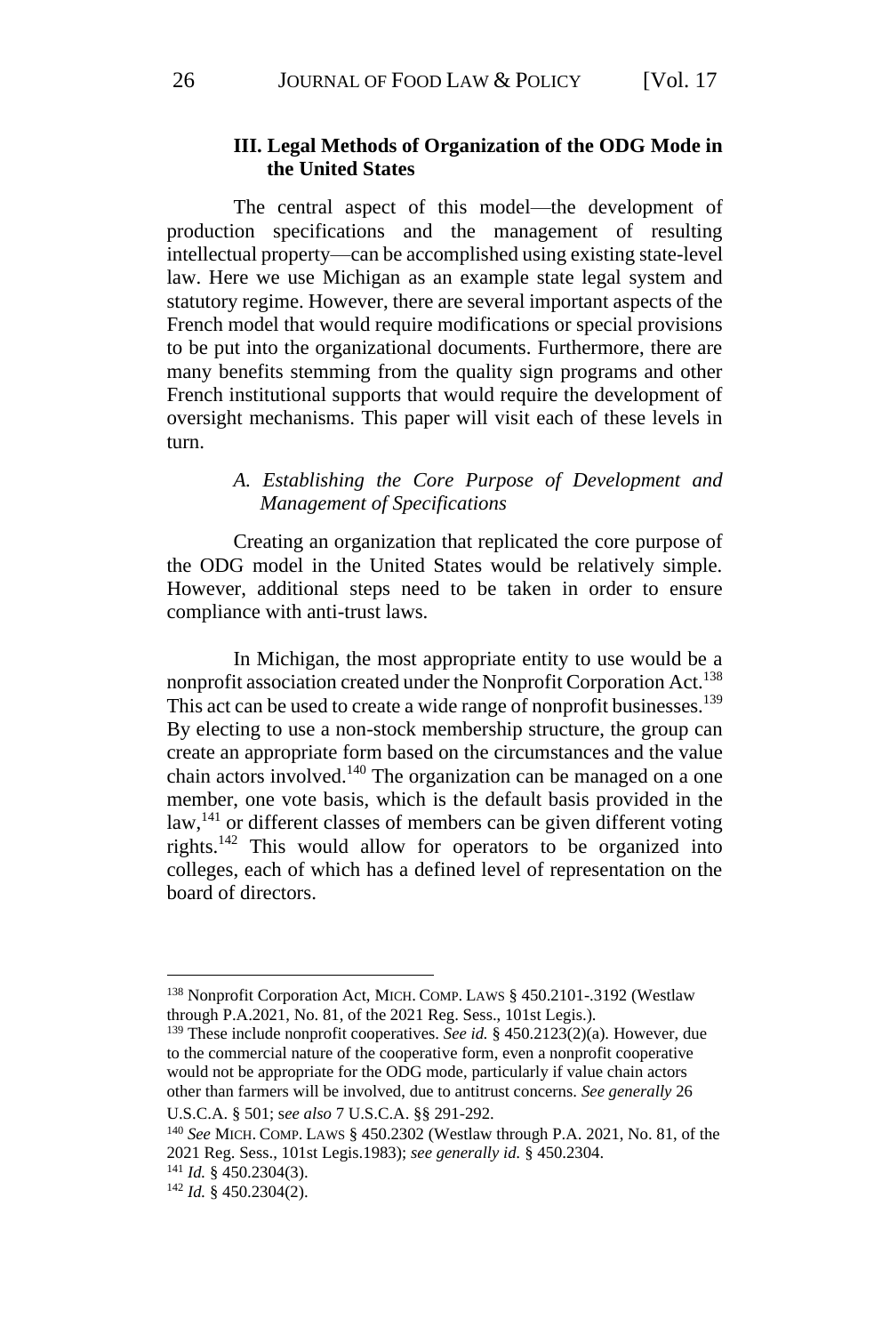## III. Legal Methods of Organization of the ODG Mode in the United States

The central aspect of this model—the development of production specifications and the management of resulting intellectual property—can be accomplished using existing state-level law. Here we use Michigan as an example state legal system and statutory regime. However, there are several important aspects of the French model that would require modifications or special provisions to be put into the organizational documents. Furthermore, there are many benefits stemming from the quality sign programs and other French institutional supports that would require the development of oversight mechanisms. This paper will visit each of these levels in turn.

### *A. Establishing the Core Purpose of Development and Management of Specifications*

Creating an organization that replicated the core purpose of the ODG model in the United States would be relatively simple. However, additional steps need to be taken in order to ensure compliance with anti-trust laws.

In Michigan, the most appropriate entity to use would be a nonprofit association created under the Nonprofit Corporation Act.[138] This act can be used to create a wide range of nonprofit businesses.[139] By electing to use a non-stock membership structure, the group can create an appropriate form based on the circumstances and the value chain actors involved.[140] The organization can be managed on a one member, one vote basis, which is the default basis provided in the law,[141] or different classes of members can be given different voting rights.[142] This would allow for operators to be organized into colleges, each of which has a defined level of representation on the board of directors.

---

[138] Nonprofit Corporation Act, MICH. COMP. LAWS § 450.2101-.3192 (Westlaw through P.A.2021, No. 81, of the 2021 Reg. Sess., 101st Legis.).

[139] These include nonprofit cooperatives. *See id.* § 450.2123(2)(a). However, due to the commercial nature of the cooperative form, even a nonprofit cooperative would not be appropriate for the ODG mode, particularly if value chain actors other than farmers will be involved, due to antitrust concerns. *See generally* 26 U.S.C.A. § 501; s*ee also* 7 U.S.C.A. §§ 291-292.

[140] *See* MICH. COMP. LAWS § 450.2302 (Westlaw through P.A. 2021, No. 81, of the 2021 Reg. Sess., 101st Legis.1983); *see generally id.* § 450.2304.

[141] *Id.* § 450.2304(3).

[142] *Id.* § 450.2304(2).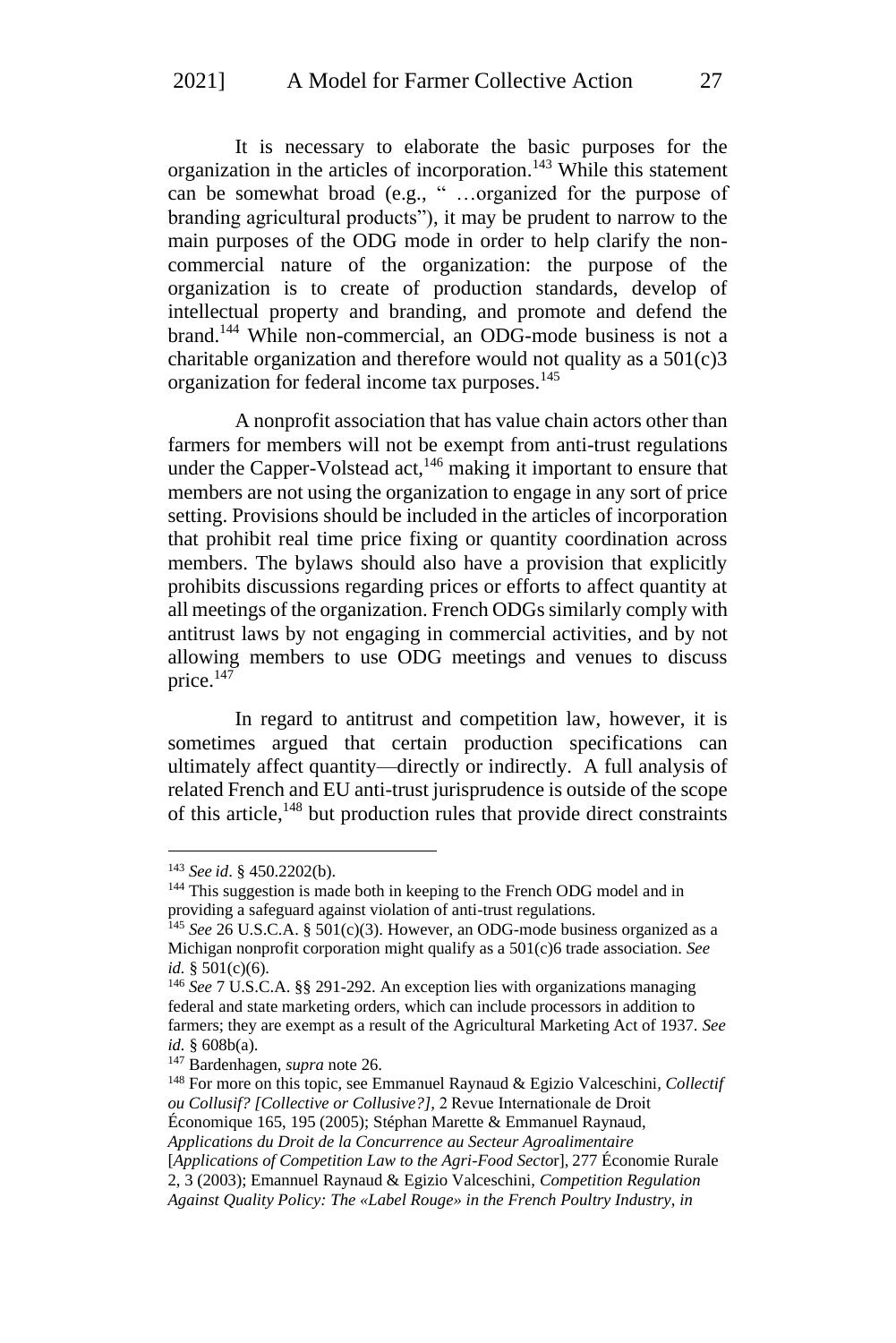It is necessary to elaborate the basic purposes for the organization in the articles of incorporation.[143] While this statement can be somewhat broad (e.g., " …organized for the purpose of branding agricultural products"), it may be prudent to narrow to the main purposes of the ODG mode in order to help clarify the non-commercial nature of the organization: the purpose of the organization is to create of production standards, develop of intellectual property and branding, and promote and defend the brand.[144] While non-commercial, an ODG-mode business is not a charitable organization and therefore would not quality as a 501(c)3 organization for federal income tax purposes.[145]

A nonprofit association that has value chain actors other than farmers for members will not be exempt from anti-trust regulations under the Capper-Volstead act,[146] making it important to ensure that members are not using the organization to engage in any sort of price setting. Provisions should be included in the articles of incorporation that prohibit real time price fixing or quantity coordination across members. The bylaws should also have a provision that explicitly prohibits discussions regarding prices or efforts to affect quantity at all meetings of the organization. French ODGs similarly comply with antitrust laws by not engaging in commercial activities, and by not allowing members to use ODG meetings and venues to discuss price.[147]

In regard to antitrust and competition law, however, it is sometimes argued that certain production specifications can ultimately affect quantity—directly or indirectly. A full analysis of related French and EU anti-trust jurisprudence is outside of the scope of this article,[148] but production rules that provide direct constraints

---

[143] *See id*. § 450.2202(b).

[144] This suggestion is made both in keeping to the French ODG model and in providing a safeguard against violation of anti-trust regulations.

[145] *See* 26 U.S.C.A. § 501(c)(3). However, an ODG-mode business organized as a Michigan nonprofit corporation might qualify as a 501(c)6 trade association. *See id.* § 501(c)(6).

[146] *See* 7 U.S.C.A. §§ 291-292. An exception lies with organizations managing federal and state marketing orders, which can include processors in addition to farmers; they are exempt as a result of the Agricultural Marketing Act of 1937. *See id.* § 608b(a).

[147] Bardenhagen, *supra* note 26.

[148] For more on this topic, see Emmanuel Raynaud & Egizio Valceschini, *Collectif ou Collusif? [Collective or Collusive?],* 2 Revue Internationale de Droit Économique 165, 195 (2005); Stéphan Marette & Emmanuel Raynaud, *Applications du Droit de la Concurrence au Secteur Agroalimentaire* [*Applications of Competition Law to the Agri-Food Secto*r], 277 Économie Rurale 2, 3 (2003); Emannuel Raynaud & Egizio Valceschini, *Competition Regulation Against Quality Policy: The «Label Rouge» in the French Poultry Industry*, *in*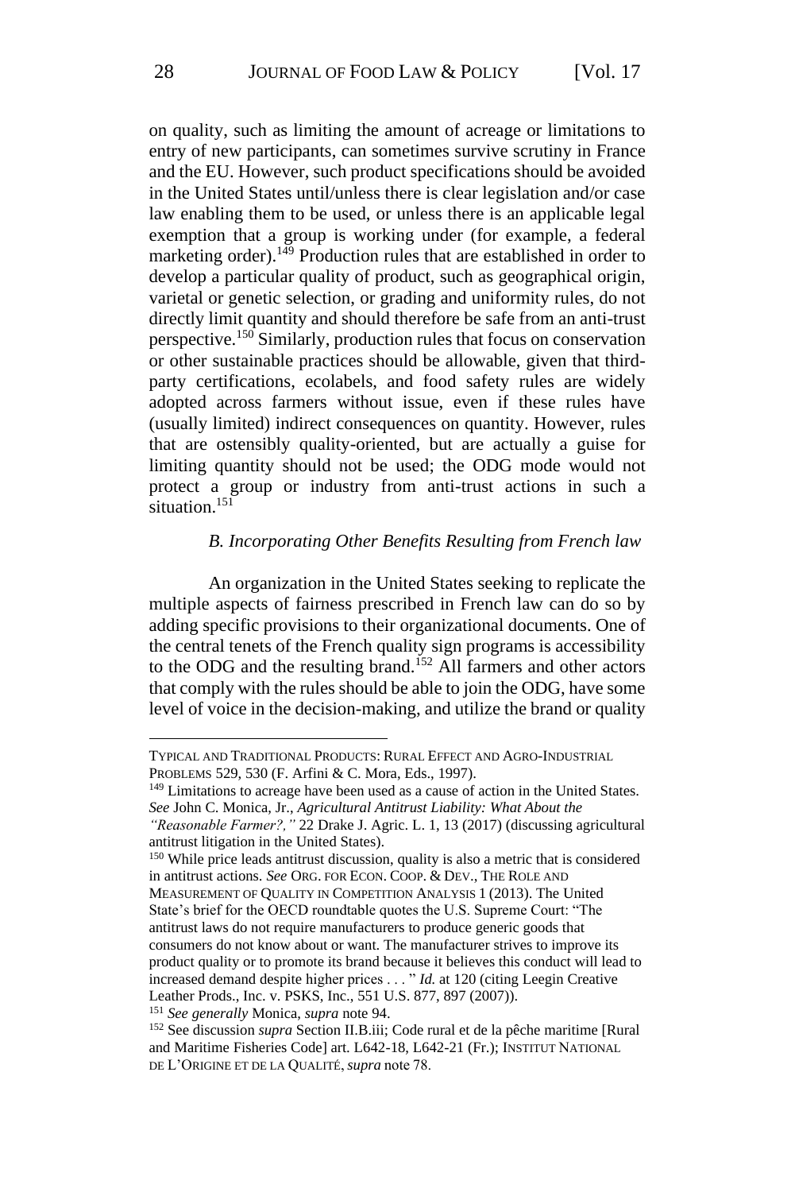on quality, such as limiting the amount of acreage or limitations to entry of new participants, can sometimes survive scrutiny in France and the EU. However, such product specifications should be avoided in the United States until/unless there is clear legislation and/or case law enabling them to be used, or unless there is an applicable legal exemption that a group is working under (for example, a federal marketing order).[149] Production rules that are established in order to develop a particular quality of product, such as geographical origin, varietal or genetic selection, or grading and uniformity rules, do not directly limit quantity and should therefore be safe from an anti-trust perspective.[150] Similarly, production rules that focus on conservation or other sustainable practices should be allowable, given that third-party certifications, ecolabels, and food safety rules are widely adopted across farmers without issue, even if these rules have (usually limited) indirect consequences on quantity. However, rules that are ostensibly quality-oriented, but are actually a guise for limiting quantity should not be used; the ODG mode would not protect a group or industry from anti-trust actions in such a situation.[151]

### *B. Incorporating Other Benefits Resulting from French law*

An organization in the United States seeking to replicate the multiple aspects of fairness prescribed in French law can do so by adding specific provisions to their organizational documents. One of the central tenets of the French quality sign programs is accessibility to the ODG and the resulting brand.[152] All farmers and other actors that comply with the rules should be able to join the ODG, have some level of voice in the decision-making, and utilize the brand or quality

---

TYPICAL AND TRADITIONAL PRODUCTS: RURAL EFFECT AND AGRO-INDUSTRIAL PROBLEMS 529, 530 (F. Arfini & C. Mora, Eds., 1997).

[149] Limitations to acreage have been used as a cause of action in the United States. *See* John C. Monica, Jr., *Agricultural Antitrust Liability: What About the "Reasonable Farmer?,"* 22 Drake J. Agric. L. 1, 13 (2017) (discussing agricultural antitrust litigation in the United States).

[150] While price leads antitrust discussion, quality is also a metric that is considered in antitrust actions. *See* ORG. FOR ECON. COOP. & DEV., THE ROLE AND MEASUREMENT OF QUALITY IN COMPETITION ANALYSIS 1 (2013). The United State's brief for the OECD roundtable quotes the U.S. Supreme Court: "The antitrust laws do not require manufacturers to produce generic goods that consumers do not know about or want. The manufacturer strives to improve its product quality or to promote its brand because it believes this conduct will lead to increased demand despite higher prices . . . " *Id.* at 120 (citing Leegin Creative Leather Prods., Inc. v. PSKS, Inc., 551 U.S. 877, 897 (2007)).

[151] *See generally* Monica, *supra* note 94.

[152] See discussion *supra* Section II.B.iii; Code rural et de la pêche maritime [Rural and Maritime Fisheries Code] art. L642-18, L642-21 (Fr.); INSTITUT NATIONAL DE L'ORIGINE ET DE LA QUALITÉ, *supra* note 78.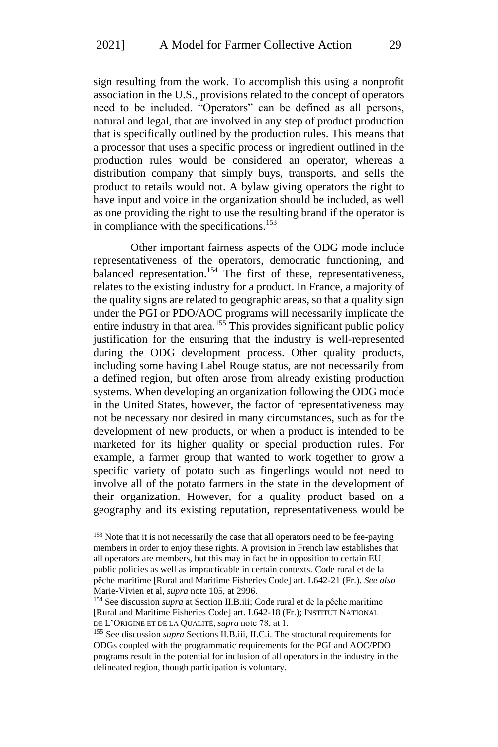sign resulting from the work. To accomplish this using a nonprofit association in the U.S., provisions related to the concept of operators need to be included. "Operators" can be defined as all persons, natural and legal, that are involved in any step of product production that is specifically outlined by the production rules. This means that a processor that uses a specific process or ingredient outlined in the production rules would be considered an operator, whereas a distribution company that simply buys, transports, and sells the product to retails would not. A bylaw giving operators the right to have input and voice in the organization should be included, as well as one providing the right to use the resulting brand if the operator is in compliance with the specifications.[153]

Other important fairness aspects of the ODG mode include representativeness of the operators, democratic functioning, and balanced representation.[154] The first of these, representativeness, relates to the existing industry for a product. In France, a majority of the quality signs are related to geographic areas, so that a quality sign under the PGI or PDO/AOC programs will necessarily implicate the entire industry in that area.[155] This provides significant public policy justification for the ensuring that the industry is well-represented during the ODG development process. Other quality products, including some having Label Rouge status, are not necessarily from a defined region, but often arose from already existing production systems. When developing an organization following the ODG mode in the United States, however, the factor of representativeness may not be necessary nor desired in many circumstances, such as for the development of new products, or when a product is intended to be marketed for its higher quality or special production rules. For example, a farmer group that wanted to work together to grow a specific variety of potato such as fingerlings would not need to involve all of the potato farmers in the state in the development of their organization. However, for a quality product based on a geography and its existing reputation, representativeness would be

---

[153] Note that it is not necessarily the case that all operators need to be fee-paying members in order to enjoy these rights. A provision in French law establishes that all operators are members, but this may in fact be in opposition to certain EU public policies as well as impracticable in certain contexts. Code rural et de la pêche maritime [Rural and Maritime Fisheries Code] art. L642-21 (Fr.). *See also* Marie-Vivien et al, *supra* note 105, at 2996.

[154] See discussion *supra* at Section II.B.iii; Code rural et de la pêche maritime [Rural and Maritime Fisheries Code] art. L642-18 (Fr.); INSTITUT NATIONAL DE L'ORIGINE ET DE LA QUALITÉ, *supra* note 78, at 1.

[155] See discussion *supra* Sections II.B.iii, II.C.i. The structural requirements for ODGs coupled with the programmatic requirements for the PGI and AOC/PDO programs result in the potential for inclusion of all operators in the industry in the delineated region, though participation is voluntary.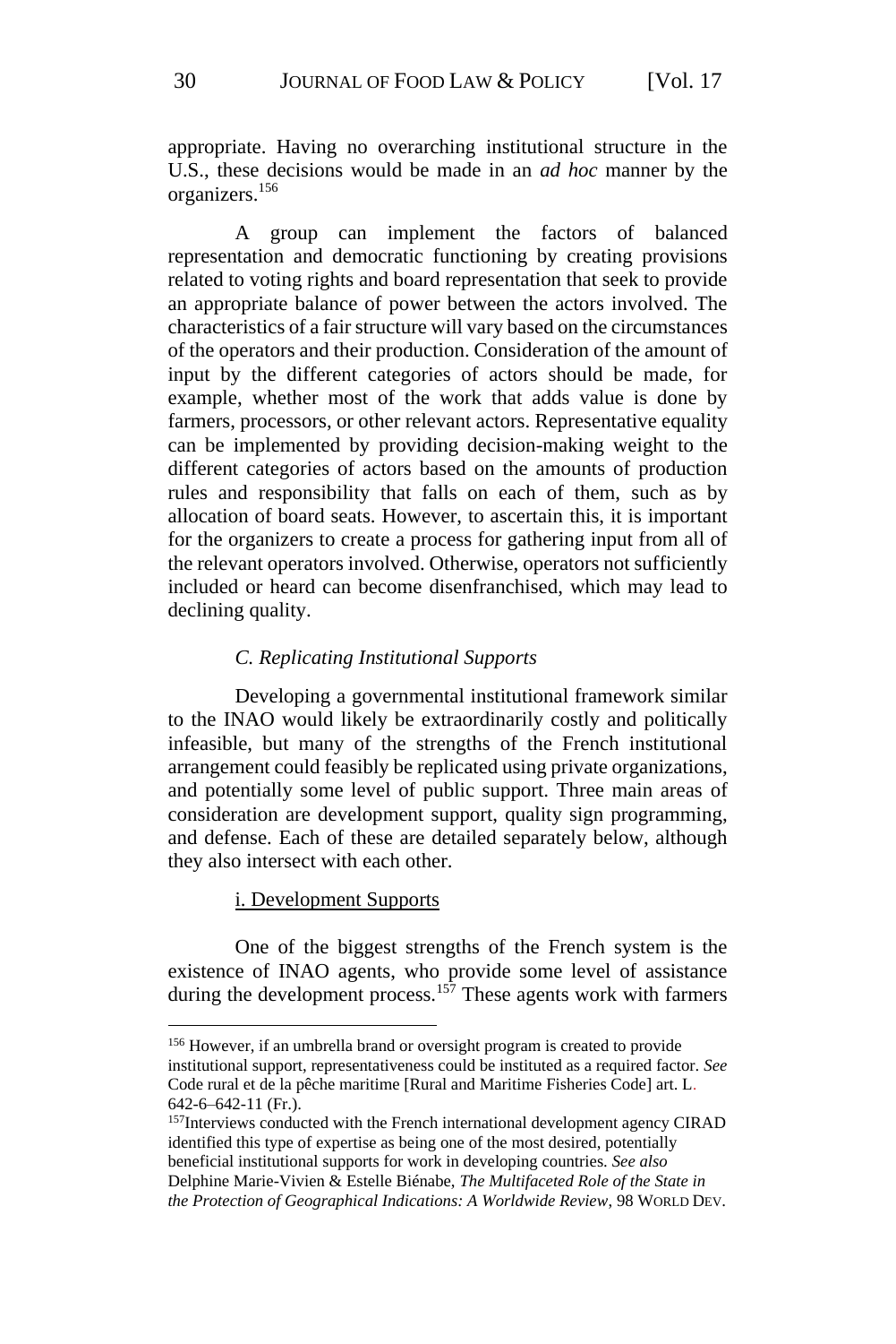appropriate. Having no overarching institutional structure in the U.S., these decisions would be made in an *ad hoc* manner by the organizers.[156]

A group can implement the factors of balanced representation and democratic functioning by creating provisions related to voting rights and board representation that seek to provide an appropriate balance of power between the actors involved. The characteristics of a fair structure will vary based on the circumstances of the operators and their production. Consideration of the amount of input by the different categories of actors should be made, for example, whether most of the work that adds value is done by farmers, processors, or other relevant actors. Representative equality can be implemented by providing decision-making weight to the different categories of actors based on the amounts of production rules and responsibility that falls on each of them, such as by allocation of board seats. However, to ascertain this, it is important for the organizers to create a process for gathering input from all of the relevant operators involved. Otherwise, operators not sufficiently included or heard can become disenfranchised, which may lead to declining quality.

### *C. Replicating Institutional Supports*

Developing a governmental institutional framework similar to the INAO would likely be extraordinarily costly and politically infeasible, but many of the strengths of the French institutional arrangement could feasibly be replicated using private organizations, and potentially some level of public support. Three main areas of consideration are development support, quality sign programming, and defense. Each of these are detailed separately below, although they also intersect with each other.

#### i. Development Supports

One of the biggest strengths of the French system is the existence of INAO agents, who provide some level of assistance during the development process.[157] These agents work with farmers

---

[156] However, if an umbrella brand or oversight program is created to provide institutional support, representativeness could be instituted as a required factor. *See* Code rural et de la pêche maritime [Rural and Maritime Fisheries Code] art. L. 642-6–642-11 (Fr.).

[157] Interviews conducted with the French international development agency CIRAD identified this type of expertise as being one of the most desired, potentially beneficial institutional supports for work in developing countries. *See also* Delphine Marie-Vivien & Estelle Biénabe, *The Multifaceted Role of the State in the Protection of Geographical Indications: A Worldwide Review*, 98 WORLD DEV.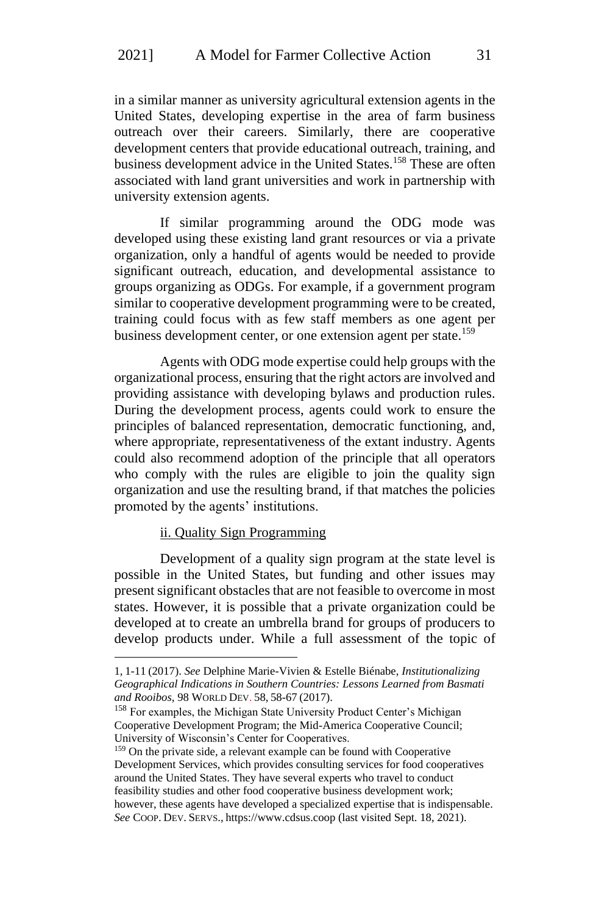in a similar manner as university agricultural extension agents in the United States, developing expertise in the area of farm business outreach over their careers. Similarly, there are cooperative development centers that provide educational outreach, training, and business development advice in the United States.[158] These are often associated with land grant universities and work in partnership with university extension agents.

If similar programming around the ODG mode was developed using these existing land grant resources or via a private organization, only a handful of agents would be needed to provide significant outreach, education, and developmental assistance to groups organizing as ODGs. For example, if a government program similar to cooperative development programming were to be created, training could focus with as few staff members as one agent per business development center, or one extension agent per state.[159]

Agents with ODG mode expertise could help groups with the organizational process, ensuring that the right actors are involved and providing assistance with developing bylaws and production rules. During the development process, agents could work to ensure the principles of balanced representation, democratic functioning, and, where appropriate, representativeness of the extant industry. Agents could also recommend adoption of the principle that all operators who comply with the rules are eligible to join the quality sign organization and use the resulting brand, if that matches the policies promoted by the agents' institutions.

ii. Quality Sign Programming

Development of a quality sign program at the state level is possible in the United States, but funding and other issues may present significant obstacles that are not feasible to overcome in most states. However, it is possible that a private organization could be developed at to create an umbrella brand for groups of producers to develop products under. While a full assessment of the topic of

---

1, 1-11 (2017). *See* Delphine Marie-Vivien & Estelle Biénabe, *Institutionalizing Geographical Indications in Southern Countries: Lessons Learned from Basmati and Rooibos*, 98 WORLD DEV. 58, 58-67 (2017).

[158] For examples, the Michigan State University Product Center's Michigan Cooperative Development Program; the Mid-America Cooperative Council; University of Wisconsin's Center for Cooperatives.

[159] On the private side, a relevant example can be found with Cooperative Development Services, which provides consulting services for food cooperatives around the United States. They have several experts who travel to conduct feasibility studies and other food cooperative business development work; however, these agents have developed a specialized expertise that is indispensable. *See* COOP. DEV. SERVS., https://www.cdsus.coop (last visited Sept. 18, 2021).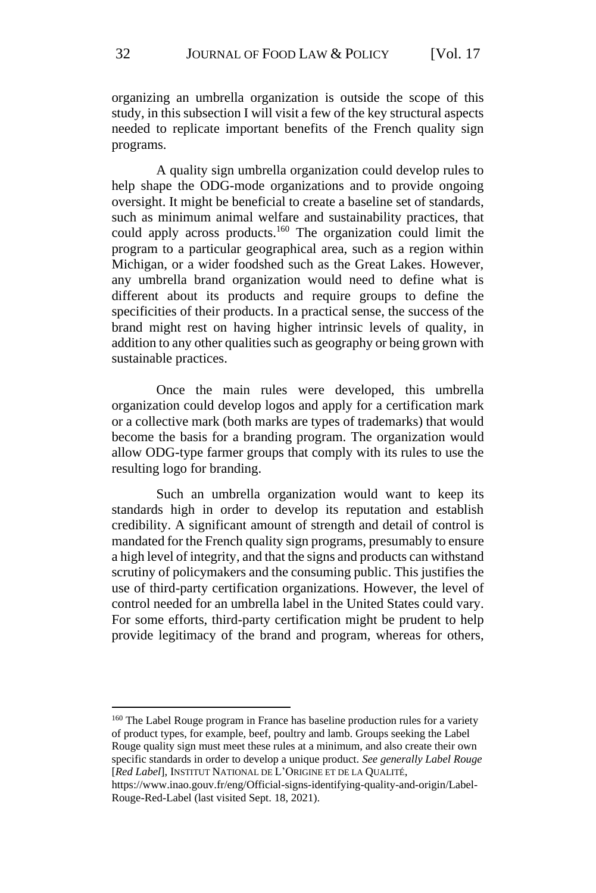organizing an umbrella organization is outside the scope of this study, in this subsection I will visit a few of the key structural aspects needed to replicate important benefits of the French quality sign programs.

A quality sign umbrella organization could develop rules to help shape the ODG-mode organizations and to provide ongoing oversight. It might be beneficial to create a baseline set of standards, such as minimum animal welfare and sustainability practices, that could apply across products.[160] The organization could limit the program to a particular geographical area, such as a region within Michigan, or a wider foodshed such as the Great Lakes. However, any umbrella brand organization would need to define what is different about its products and require groups to define the specificities of their products. In a practical sense, the success of the brand might rest on having higher intrinsic levels of quality, in addition to any other qualities such as geography or being grown with sustainable practices.

Once the main rules were developed, this umbrella organization could develop logos and apply for a certification mark or a collective mark (both marks are types of trademarks) that would become the basis for a branding program. The organization would allow ODG-type farmer groups that comply with its rules to use the resulting logo for branding.

Such an umbrella organization would want to keep its standards high in order to develop its reputation and establish credibility. A significant amount of strength and detail of control is mandated for the French quality sign programs, presumably to ensure a high level of integrity, and that the signs and products can withstand scrutiny of policymakers and the consuming public. This justifies the use of third-party certification organizations. However, the level of control needed for an umbrella label in the United States could vary. For some efforts, third-party certification might be prudent to help provide legitimacy of the brand and program, whereas for others,

---

[160] The Label Rouge program in France has baseline production rules for a variety of product types, for example, beef, poultry and lamb. Groups seeking the Label Rouge quality sign must meet these rules at a minimum, and also create their own specific standards in order to develop a unique product. *See generally Label Rouge* [*Red Label*], INSTITUT NATIONAL DE L'ORIGINE ET DE LA QUALITÉ, https://www.inao.gouv.fr/eng/Official-signs-identifying-quality-and-origin/Label-Rouge-Red-Label (last visited Sept. 18, 2021).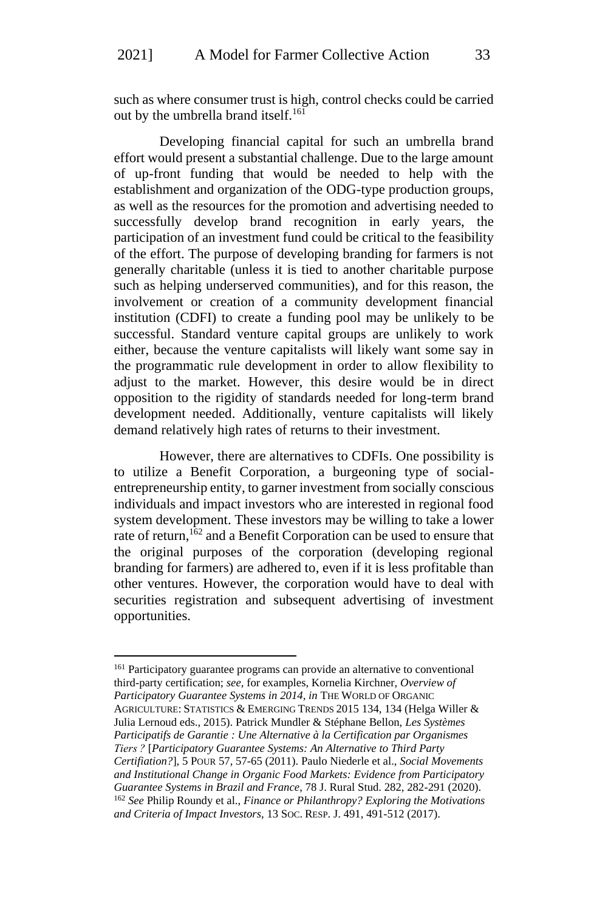such as where consumer trust is high, control checks could be carried out by the umbrella brand itself.[161]

Developing financial capital for such an umbrella brand effort would present a substantial challenge. Due to the large amount of up-front funding that would be needed to help with the establishment and organization of the ODG-type production groups, as well as the resources for the promotion and advertising needed to successfully develop brand recognition in early years, the participation of an investment fund could be critical to the feasibility of the effort. The purpose of developing branding for farmers is not generally charitable (unless it is tied to another charitable purpose such as helping underserved communities), and for this reason, the involvement or creation of a community development financial institution (CDFI) to create a funding pool may be unlikely to be successful. Standard venture capital groups are unlikely to work either, because the venture capitalists will likely want some say in the programmatic rule development in order to allow flexibility to adjust to the market. However, this desire would be in direct opposition to the rigidity of standards needed for long-term brand development needed. Additionally, venture capitalists will likely demand relatively high rates of returns to their investment.

However, there are alternatives to CDFIs. One possibility is to utilize a Benefit Corporation, a burgeoning type of social-entrepreneurship entity, to garner investment from socially conscious individuals and impact investors who are interested in regional food system development. These investors may be willing to take a lower rate of return,[162] and a Benefit Corporation can be used to ensure that the original purposes of the corporation (developing regional branding for farmers) are adhered to, even if it is less profitable than other ventures. However, the corporation would have to deal with securities registration and subsequent advertising of investment opportunities.

---

[161] Participatory guarantee programs can provide an alternative to conventional third-party certification; *see,* for examples, Kornelia Kirchner, *Overview of Participatory Guarantee Systems in 2014*, *in* THE WORLD OF ORGANIC AGRICULTURE: STATISTICS & EMERGING TRENDS 2015 134, 134 (Helga Willer & Julia Lernoud eds., 2015). Patrick Mundler & Stéphane Bellon, *Les Systèmes Participatifs de Garantie : Une Alternative à la Certification par Organismes Tiers ?* [*Participatory Guarantee Systems: An Alternative to Third Party Certifiation?*], 5 POUR 57, 57-65 (2011). Paulo Niederle et al., *Social Movements and Institutional Change in Organic Food Markets: Evidence from Participatory Guarantee Systems in Brazil and France*, 78 J. Rural Stud. 282, 282-291 (2020).

[162] *See* Philip Roundy et al., *Finance or Philanthropy? Exploring the Motivations and Criteria of Impact Investors*, 13 SOC. RESP. J. 491, 491-512 (2017).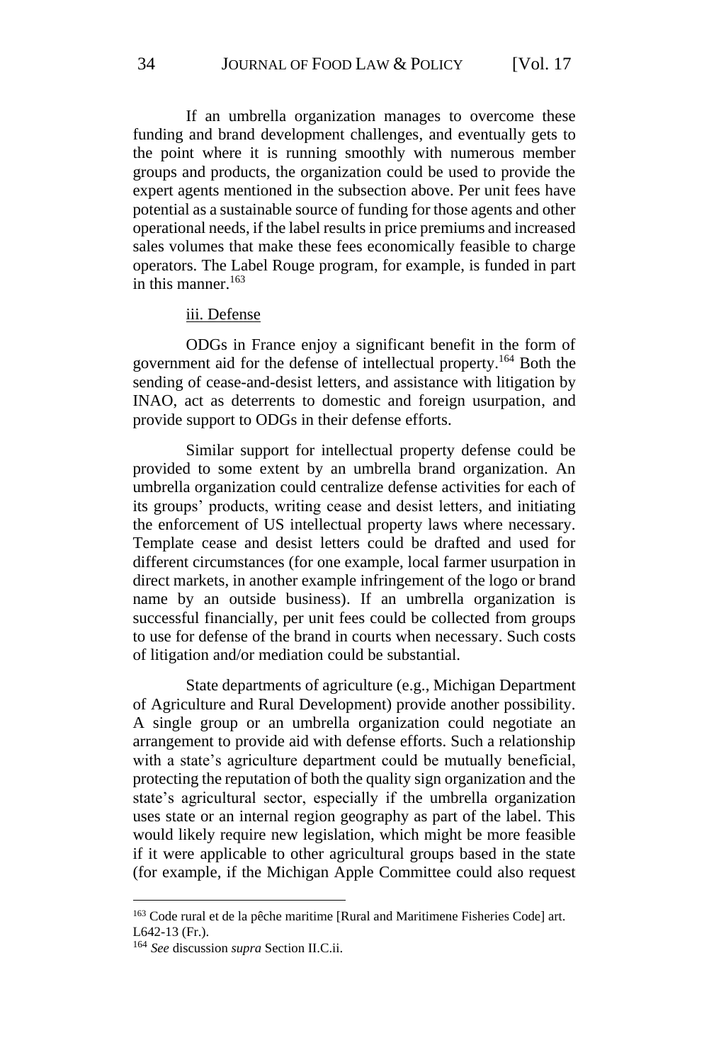If an umbrella organization manages to overcome these funding and brand development challenges, and eventually gets to the point where it is running smoothly with numerous member groups and products, the organization could be used to provide the expert agents mentioned in the subsection above. Per unit fees have potential as a sustainable source of funding for those agents and other operational needs, if the label results in price premiums and increased sales volumes that make these fees economically feasible to charge operators. The Label Rouge program, for example, is funded in part in this manner.[163]

<u>iii. Defense</u>

ODGs in France enjoy a significant benefit in the form of government aid for the defense of intellectual property.[164] Both the sending of cease-and-desist letters, and assistance with litigation by INAO, act as deterrents to domestic and foreign usurpation, and provide support to ODGs in their defense efforts.

Similar support for intellectual property defense could be provided to some extent by an umbrella brand organization. An umbrella organization could centralize defense activities for each of its groups' products, writing cease and desist letters, and initiating the enforcement of US intellectual property laws where necessary. Template cease and desist letters could be drafted and used for different circumstances (for one example, local farmer usurpation in direct markets, in another example infringement of the logo or brand name by an outside business). If an umbrella organization is successful financially, per unit fees could be collected from groups to use for defense of the brand in courts when necessary. Such costs of litigation and/or mediation could be substantial.

State departments of agriculture (e.g., Michigan Department of Agriculture and Rural Development) provide another possibility. A single group or an umbrella organization could negotiate an arrangement to provide aid with defense efforts. Such a relationship with a state's agriculture department could be mutually beneficial, protecting the reputation of both the quality sign organization and the state's agricultural sector, especially if the umbrella organization uses state or an internal region geography as part of the label. This would likely require new legislation, which might be more feasible if it were applicable to other agricultural groups based in the state (for example, if the Michigan Apple Committee could also request

---

[163] Code rural et de la pêche maritime [Rural and Maritimene Fisheries Code] art. L642-13 (Fr.).

[164] *See* discussion *supra* Section II.C.ii.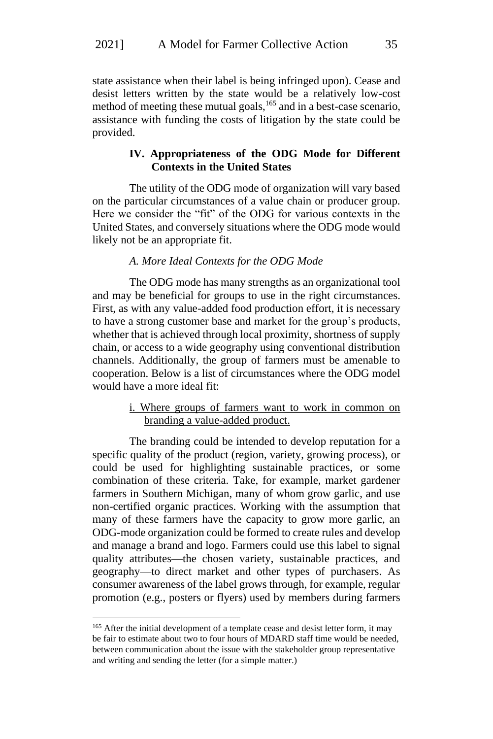state assistance when their label is being infringed upon). Cease and desist letters written by the state would be a relatively low-cost method of meeting these mutual goals,[165] and in a best-case scenario, assistance with funding the costs of litigation by the state could be provided.

## IV. Appropriateness of the ODG Mode for Different Contexts in the United States

The utility of the ODG mode of organization will vary based on the particular circumstances of a value chain or producer group. Here we consider the "fit" of the ODG for various contexts in the United States, and conversely situations where the ODG mode would likely not be an appropriate fit.

### *A. More Ideal Contexts for the ODG Mode*

The ODG mode has many strengths as an organizational tool and may be beneficial for groups to use in the right circumstances. First, as with any value-added food production effort, it is necessary to have a strong customer base and market for the group's products, whether that is achieved through local proximity, shortness of supply chain, or access to a wide geography using conventional distribution channels. Additionally, the group of farmers must be amenable to cooperation. Below is a list of circumstances where the ODG model would have a more ideal fit:

<u>i. Where groups of farmers want to work in common on branding a value-added product.</u>

The branding could be intended to develop reputation for a specific quality of the product (region, variety, growing process), or could be used for highlighting sustainable practices, or some combination of these criteria. Take, for example, market gardener farmers in Southern Michigan, many of whom grow garlic, and use non-certified organic practices. Working with the assumption that many of these farmers have the capacity to grow more garlic, an ODG-mode organization could be formed to create rules and develop and manage a brand and logo. Farmers could use this label to signal quality attributes—the chosen variety, sustainable practices, and geography—to direct market and other types of purchasers. As consumer awareness of the label grows through, for example, regular promotion (e.g., posters or flyers) used by members during farmers

[165] After the initial development of a template cease and desist letter form, it may be fair to estimate about two to four hours of MDARD staff time would be needed, between communication about the issue with the stakeholder group representative and writing and sending the letter (for a simple matter.)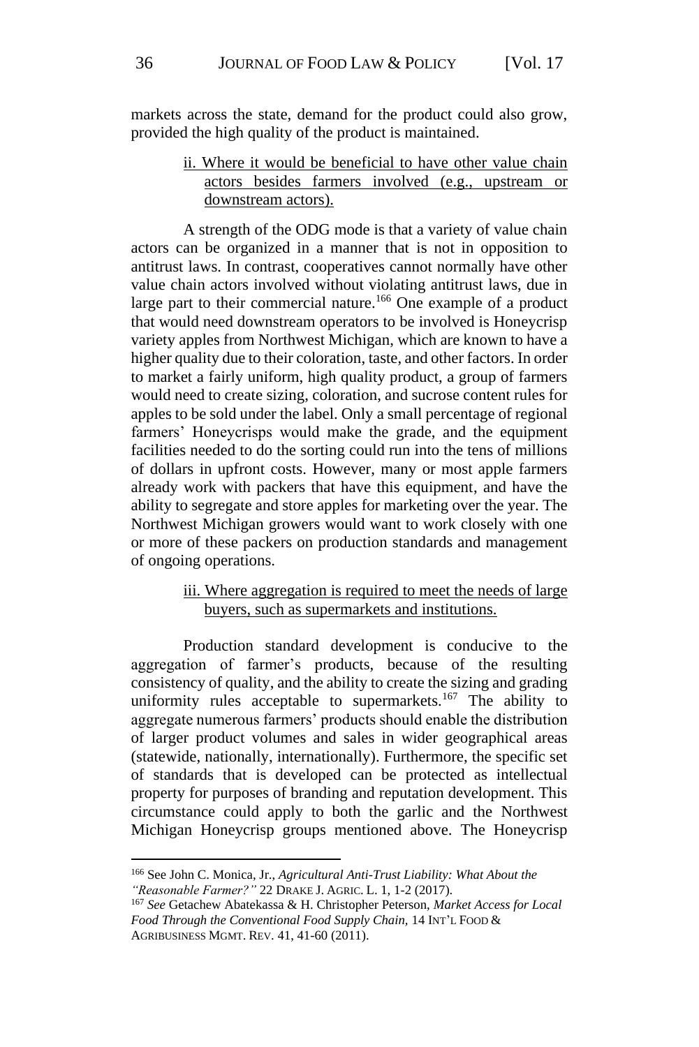markets across the state, demand for the product could also grow, provided the high quality of the product is maintained.

ii. Where it would be beneficial to have other value chain actors besides farmers involved (e.g., upstream or downstream actors).

A strength of the ODG mode is that a variety of value chain actors can be organized in a manner that is not in opposition to antitrust laws. In contrast, cooperatives cannot normally have other value chain actors involved without violating antitrust laws, due in large part to their commercial nature.[166] One example of a product that would need downstream operators to be involved is Honeycrisp variety apples from Northwest Michigan, which are known to have a higher quality due to their coloration, taste, and other factors. In order to market a fairly uniform, high quality product, a group of farmers would need to create sizing, coloration, and sucrose content rules for apples to be sold under the label. Only a small percentage of regional farmers' Honeycrisps would make the grade, and the equipment facilities needed to do the sorting could run into the tens of millions of dollars in upfront costs. However, many or most apple farmers already work with packers that have this equipment, and have the ability to segregate and store apples for marketing over the year. The Northwest Michigan growers would want to work closely with one or more of these packers on production standards and management of ongoing operations.

iii. Where aggregation is required to meet the needs of large buyers, such as supermarkets and institutions.

Production standard development is conducive to the aggregation of farmer's products, because of the resulting consistency of quality, and the ability to create the sizing and grading uniformity rules acceptable to supermarkets.[167] The ability to aggregate numerous farmers' products should enable the distribution of larger product volumes and sales in wider geographical areas (statewide, nationally, internationally). Furthermore, the specific set of standards that is developed can be protected as intellectual property for purposes of branding and reputation development. This circumstance could apply to both the garlic and the Northwest Michigan Honeycrisp groups mentioned above. The Honeycrisp

---

[166] See John C. Monica, Jr., *Agricultural Anti-Trust Liability: What About the "Reasonable Farmer?"* 22 DRAKE J. AGRIC. L. 1, 1-2 (2017).

[167] *See* Getachew Abatekassa & H. Christopher Peterson, *Market Access for Local Food Through the Conventional Food Supply Chain,* 14 INT'L FOOD & AGRIBUSINESS MGMT. REV. 41, 41-60 (2011).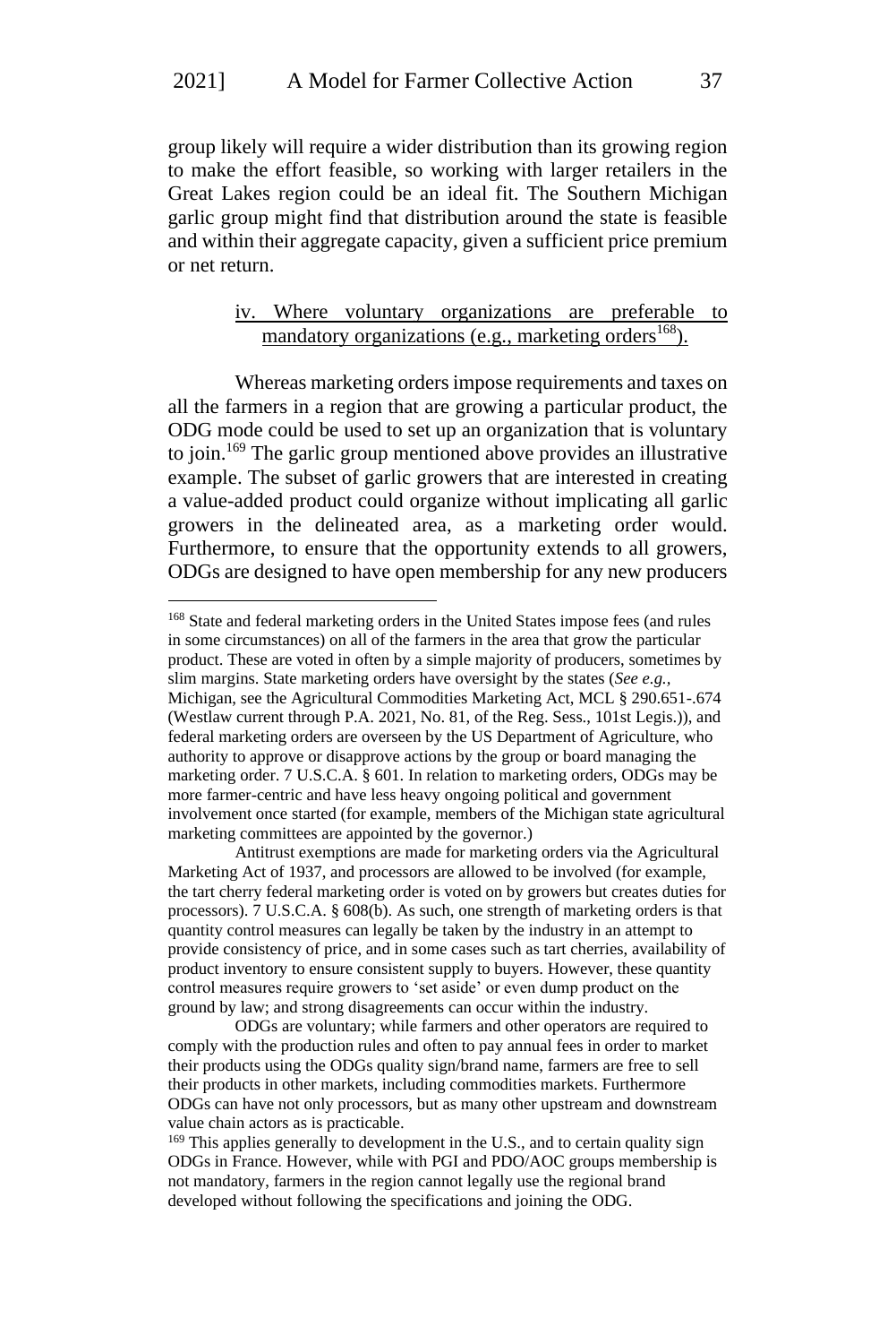group likely will require a wider distribution than its growing region to make the effort feasible, so working with larger retailers in the Great Lakes region could be an ideal fit. The Southern Michigan garlic group might find that distribution around the state is feasible and within their aggregate capacity, given a sufficient price premium or net return.

#### iv. Where voluntary organizations are preferable to mandatory organizations (e.g., marketing orders[168]).

Whereas marketing orders impose requirements and taxes on all the farmers in a region that are growing a particular product, the ODG mode could be used to set up an organization that is voluntary to join.[169] The garlic group mentioned above provides an illustrative example. The subset of garlic growers that are interested in creating a value-added product could organize without implicating all garlic growers in the delineated area, as a marketing order would. Furthermore, to ensure that the opportunity extends to all growers, ODGs are designed to have open membership for any new producers

---

[168] State and federal marketing orders in the United States impose fees (and rules in some circumstances) on all of the farmers in the area that grow the particular product. These are voted in often by a simple majority of producers, sometimes by slim margins. State marketing orders have oversight by the states (*See e.g.*, Michigan, see the Agricultural Commodities Marketing Act, MCL § 290.651-.674 (Westlaw current through P.A. 2021, No. 81, of the Reg. Sess., 101st Legis.)), and federal marketing orders are overseen by the US Department of Agriculture, who authority to approve or disapprove actions by the group or board managing the marketing order. 7 U.S.C.A. § 601. In relation to marketing orders, ODGs may be more farmer-centric and have less heavy ongoing political and government involvement once started (for example, members of the Michigan state agricultural marketing committees are appointed by the governor.)

Antitrust exemptions are made for marketing orders via the Agricultural Marketing Act of 1937, and processors are allowed to be involved (for example, the tart cherry federal marketing order is voted on by growers but creates duties for processors). 7 U.S.C.A. § 608(b). As such, one strength of marketing orders is that quantity control measures can legally be taken by the industry in an attempt to provide consistency of price, and in some cases such as tart cherries, availability of product inventory to ensure consistent supply to buyers. However, these quantity control measures require growers to 'set aside' or even dump product on the ground by law; and strong disagreements can occur within the industry.

ODGs are voluntary; while farmers and other operators are required to comply with the production rules and often to pay annual fees in order to market their products using the ODGs quality sign/brand name, farmers are free to sell their products in other markets, including commodities markets. Furthermore ODGs can have not only processors, but as many other upstream and downstream value chain actors as is practicable.

[169] This applies generally to development in the U.S., and to certain quality sign ODGs in France. However, while with PGI and PDO/AOC groups membership is not mandatory, farmers in the region cannot legally use the regional brand developed without following the specifications and joining the ODG.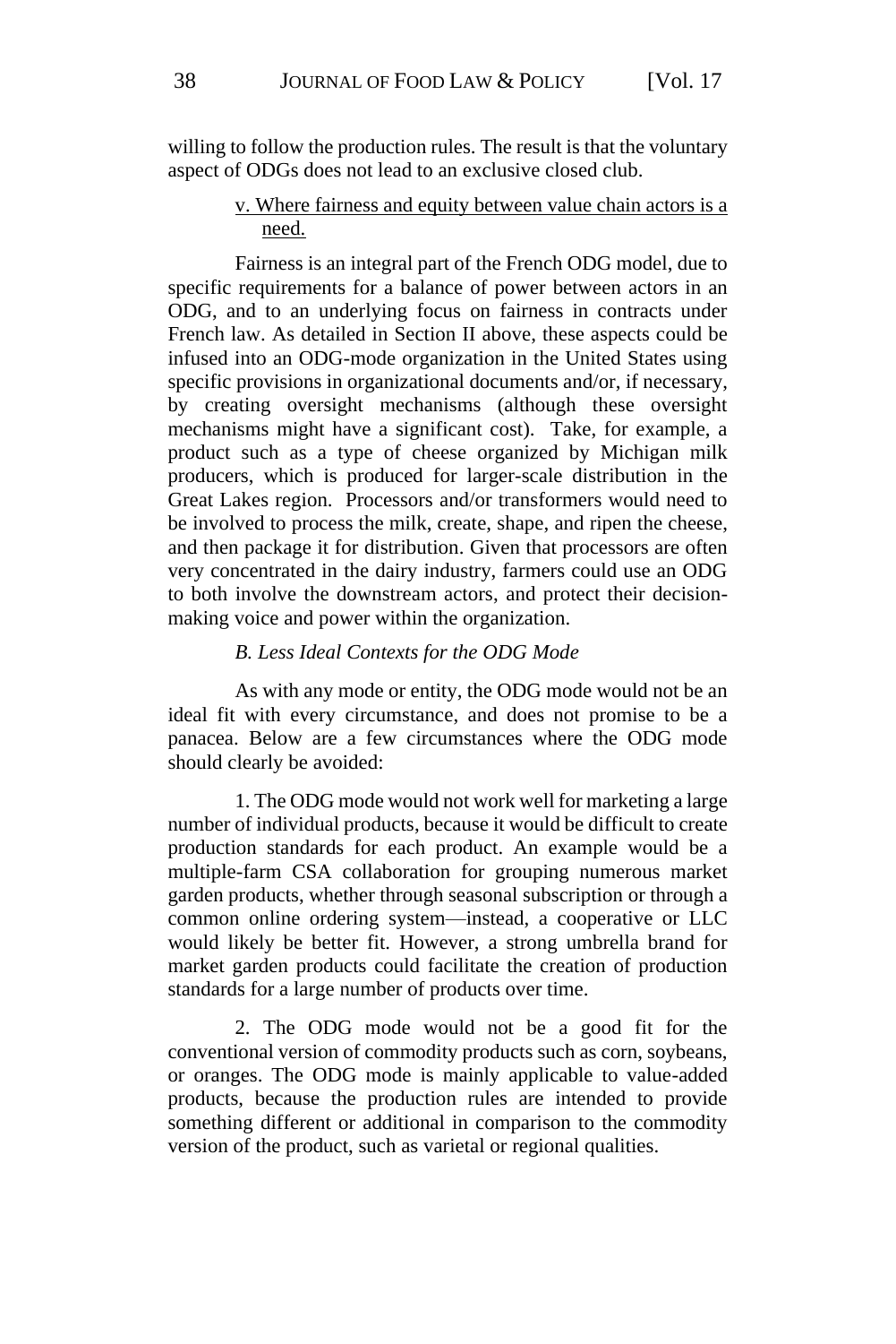willing to follow the production rules. The result is that the voluntary aspect of ODGs does not lead to an exclusive closed club.

v. Where fairness and equity between value chain actors is a need.

Fairness is an integral part of the French ODG model, due to specific requirements for a balance of power between actors in an ODG, and to an underlying focus on fairness in contracts under French law. As detailed in Section II above, these aspects could be infused into an ODG-mode organization in the United States using specific provisions in organizational documents and/or, if necessary, by creating oversight mechanisms (although these oversight mechanisms might have a significant cost). Take, for example, a product such as a type of cheese organized by Michigan milk producers, which is produced for larger-scale distribution in the Great Lakes region. Processors and/or transformers would need to be involved to process the milk, create, shape, and ripen the cheese, and then package it for distribution. Given that processors are often very concentrated in the dairy industry, farmers could use an ODG to both involve the downstream actors, and protect their decision-making voice and power within the organization.

### *B. Less Ideal Contexts for the ODG Mode*

As with any mode or entity, the ODG mode would not be an ideal fit with every circumstance, and does not promise to be a panacea. Below are a few circumstances where the ODG mode should clearly be avoided:

1. The ODG mode would not work well for marketing a large number of individual products, because it would be difficult to create production standards for each product. An example would be a multiple-farm CSA collaboration for grouping numerous market garden products, whether through seasonal subscription or through a common online ordering system—instead, a cooperative or LLC would likely be better fit. However, a strong umbrella brand for market garden products could facilitate the creation of production standards for a large number of products over time.

2. The ODG mode would not be a good fit for the conventional version of commodity products such as corn, soybeans, or oranges. The ODG mode is mainly applicable to value-added products, because the production rules are intended to provide something different or additional in comparison to the commodity version of the product, such as varietal or regional qualities.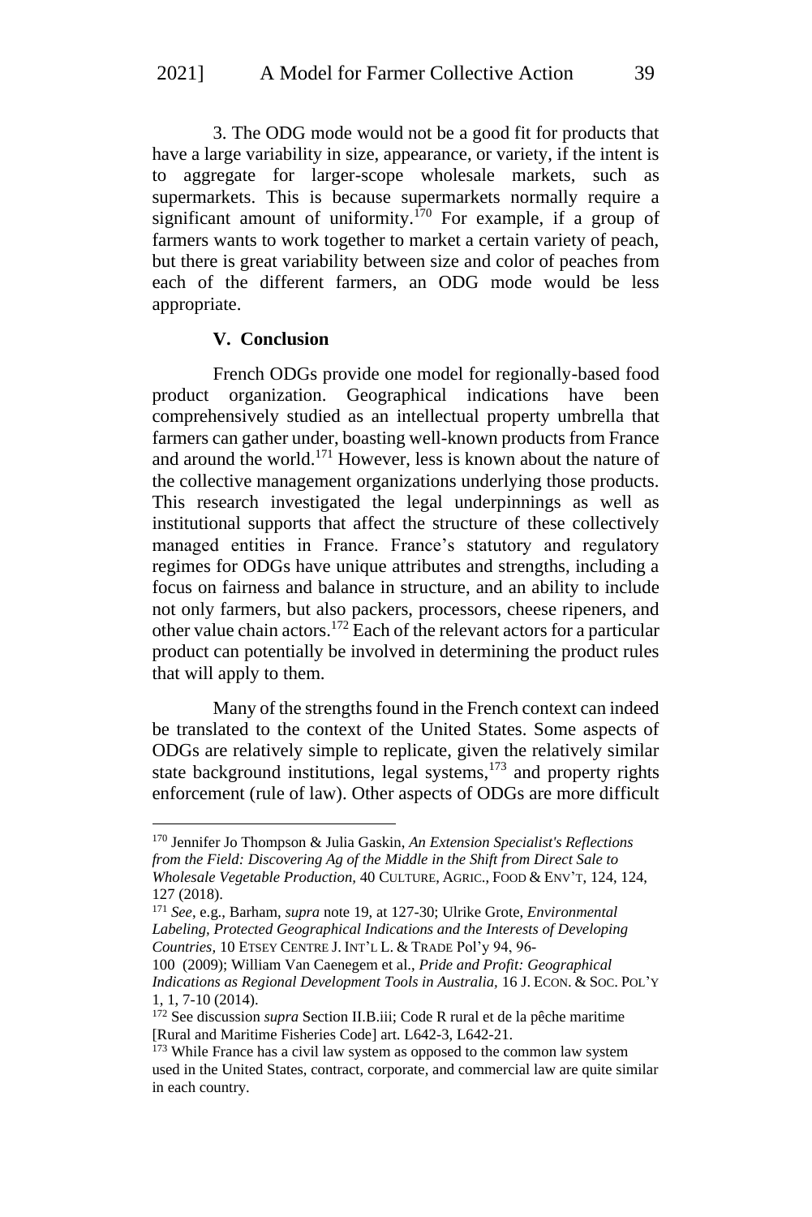3. The ODG mode would not be a good fit for products that have a large variability in size, appearance, or variety, if the intent is to aggregate for larger-scope wholesale markets, such as supermarkets. This is because supermarkets normally require a significant amount of uniformity.[170] For example, if a group of farmers wants to work together to market a certain variety of peach, but there is great variability between size and color of peaches from each of the different farmers, an ODG mode would be less appropriate.

## V. Conclusion

French ODGs provide one model for regionally-based food product organization. Geographical indications have been comprehensively studied as an intellectual property umbrella that farmers can gather under, boasting well-known products from France and around the world.[171] However, less is known about the nature of the collective management organizations underlying those products. This research investigated the legal underpinnings as well as institutional supports that affect the structure of these collectively managed entities in France. France's statutory and regulatory regimes for ODGs have unique attributes and strengths, including a focus on fairness and balance in structure, and an ability to include not only farmers, but also packers, processors, cheese ripeners, and other value chain actors.[172] Each of the relevant actors for a particular product can potentially be involved in determining the product rules that will apply to them.

Many of the strengths found in the French context can indeed be translated to the context of the United States. Some aspects of ODGs are relatively simple to replicate, given the relatively similar state background institutions, legal systems,[173] and property rights enforcement (rule of law). Other aspects of ODGs are more difficult

---

[170] Jennifer Jo Thompson & Julia Gaskin, *An Extension Specialist's Reflections from the Field: Discovering Ag of the Middle in the Shift from Direct Sale to Wholesale Vegetable Production*, 40 CULTURE, AGRIC., FOOD & ENV'T, 124, 124, 127 (2018).

[171] *See*, e.g., Barham, *supra* note 19, at 127-30; Ulrike Grote, *Environmental Labeling, Protected Geographical Indications and the Interests of Developing Countries*, 10 ETSEY CENTRE J. INT'L L. & TRADE Pol'y 94, 96-100 (2009); William Van Caenegem et al., *Pride and Profit: Geographical Indications as Regional Development Tools in Australia*, 16 J. ECON. & SOC. POL'Y 1, 1, 7-10 (2014).

[172] See discussion *supra* Section II.B.iii; Code R rural et de la pêche maritime [Rural and Maritime Fisheries Code] art. L642-3, L642-21.

[173] While France has a civil law system as opposed to the common law system used in the United States, contract, corporate, and commercial law are quite similar in each country.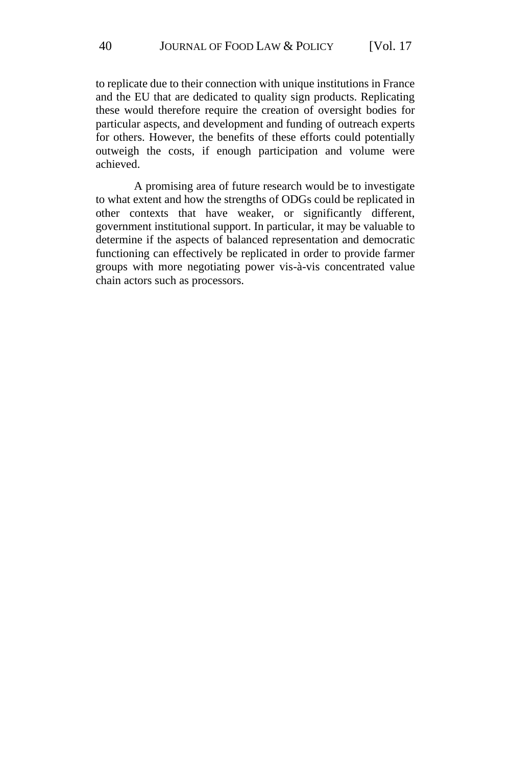to replicate due to their connection with unique institutions in France and the EU that are dedicated to quality sign products. Replicating these would therefore require the creation of oversight bodies for particular aspects, and development and funding of outreach experts for others. However, the benefits of these efforts could potentially outweigh the costs, if enough participation and volume were achieved.

A promising area of future research would be to investigate to what extent and how the strengths of ODGs could be replicated in other contexts that have weaker, or significantly different, government institutional support. In particular, it may be valuable to determine if the aspects of balanced representation and democratic functioning can effectively be replicated in order to provide farmer groups with more negotiating power vis-à-vis concentrated value chain actors such as processors.